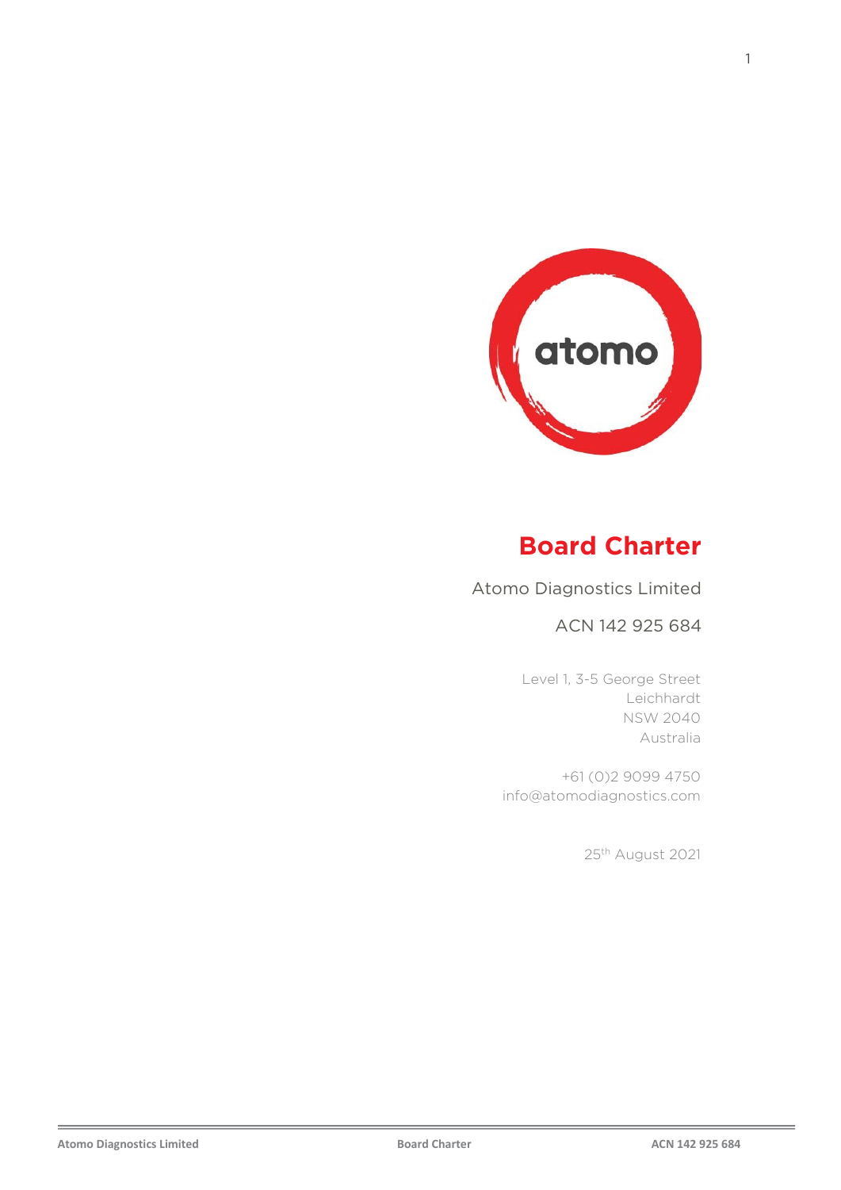# Board Charter

Atomo Diagnostics Limited

ACN 142 925 684

Level 1, 3-5 George Street
Leichhardt
NSW 2040
Australia

+61 (0)2 9099 4750
info@atomodiagnostics.com

25th August 2021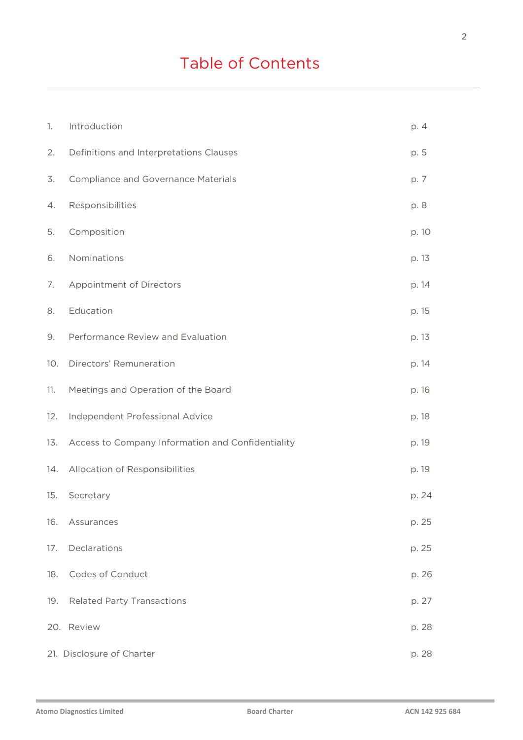# Table of Contents

| | | |
|---|---|---|
| 1. | Introduction | p. 4 |
| 2. | Definitions and Interpretations Clauses | p. 5 |
| 3. | Compliance and Governance Materials | p. 7 |
| 4. | Responsibilities | p. 8 |
| 5. | Composition | p. 10 |
| 6. | Nominations | p. 13 |
| 7. | Appointment of Directors | p. 14 |
| 8. | Education | p. 15 |
| 9. | Performance Review and Evaluation | p. 13 |
| 10. | Directors' Remuneration | p. 14 |
| 11. | Meetings and Operation of the Board | p. 16 |
| 12. | Independent Professional Advice | p. 18 |
| 13. | Access to Company Information and Confidentiality | p. 19 |
| 14. | Allocation of Responsibilities | p. 19 |
| 15. | Secretary | p. 24 |
| 16. | Assurances | p. 25 |
| 17. | Declarations | p. 25 |
| 18. | Codes of Conduct | p. 26 |
| 19. | Related Party Transactions | p. 27 |
| 20. | Review | p. 28 |
| 21. | Disclosure of Charter | p. 28 |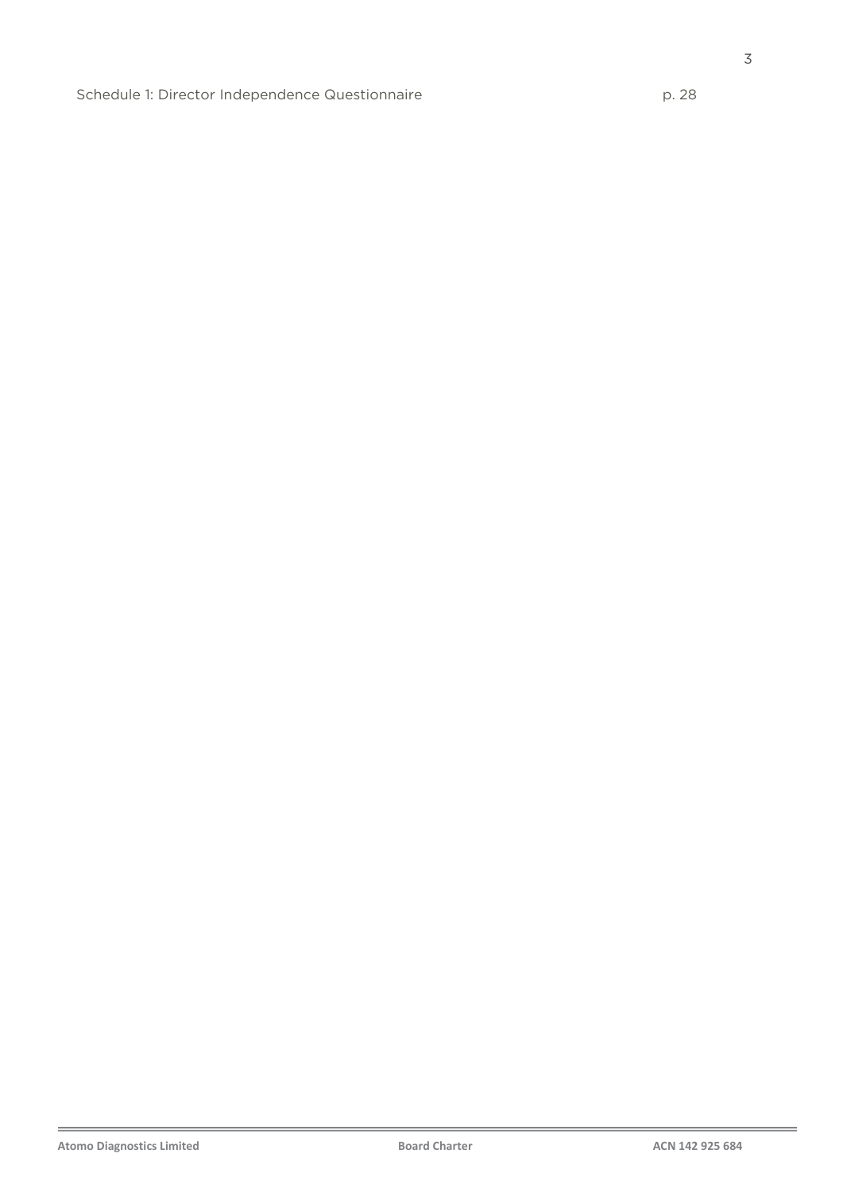Schedule 1: Director Independence Questionnaire p. 28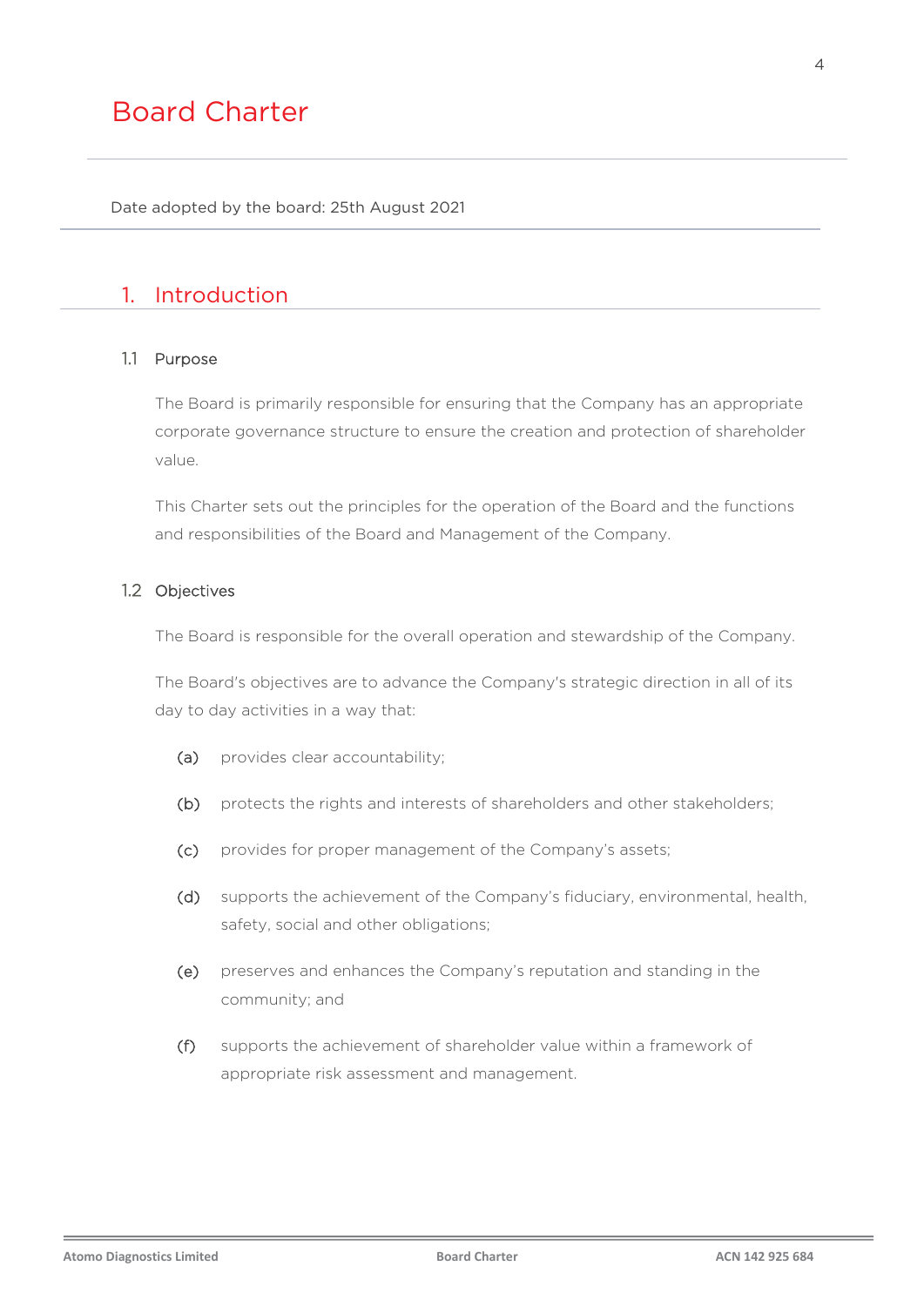# Board Charter

Date adopted by the board: 25th August 2021

## 1. Introduction

### 1.1 Purpose

The Board is primarily responsible for ensuring that the Company has an appropriate corporate governance structure to ensure the creation and protection of shareholder value.

This Charter sets out the principles for the operation of the Board and the functions and responsibilities of the Board and Management of the Company.

### 1.2 Objectives

The Board is responsible for the overall operation and stewardship of the Company.

The Board's objectives are to advance the Company's strategic direction in all of its day to day activities in a way that:

(a) provides clear accountability;

(b) protects the rights and interests of shareholders and other stakeholders;

(c) provides for proper management of the Company's assets;

(d) supports the achievement of the Company's fiduciary, environmental, health, safety, social and other obligations;

(e) preserves and enhances the Company's reputation and standing in the community; and

(f) supports the achievement of shareholder value within a framework of appropriate risk assessment and management.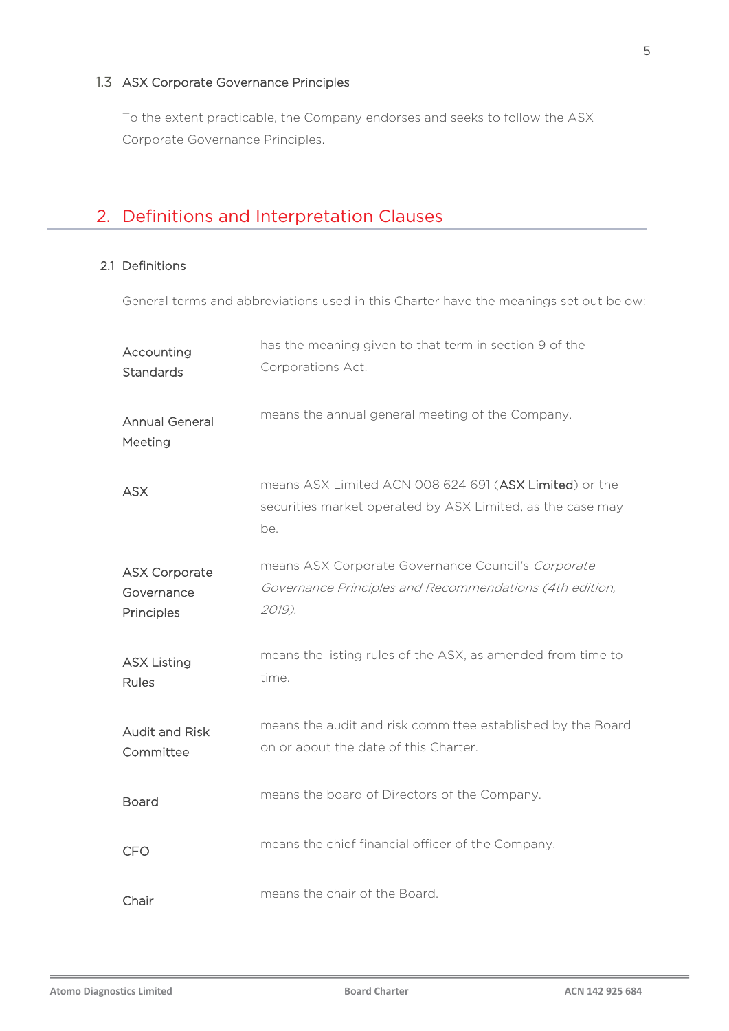### 1.3 ASX Corporate Governance Principles

To the extent practicable, the Company endorses and seeks to follow the ASX Corporate Governance Principles.

## 2. Definitions and Interpretation Clauses

### 2.1 Definitions

General terms and abbreviations used in this Charter have the meanings set out below:

| | |
|---|---|
| Accounting Standards | has the meaning given to that term in section 9 of the Corporations Act. |
| Annual General Meeting | means the annual general meeting of the Company. |
| ASX | means ASX Limited ACN 008 624 691 (**ASX Limited**) or the securities market operated by ASX Limited, as the case may be. |
| ASX Corporate Governance Principles | means ASX Corporate Governance Council's *Corporate Governance Principles and Recommendations (4th edition, 2019).* |
| ASX Listing Rules | means the listing rules of the ASX, as amended from time to time. |
| Audit and Risk Committee | means the audit and risk committee established by the Board on or about the date of this Charter. |
| Board | means the board of Directors of the Company. |
| CFO | means the chief financial officer of the Company. |
| Chair | means the chair of the Board. |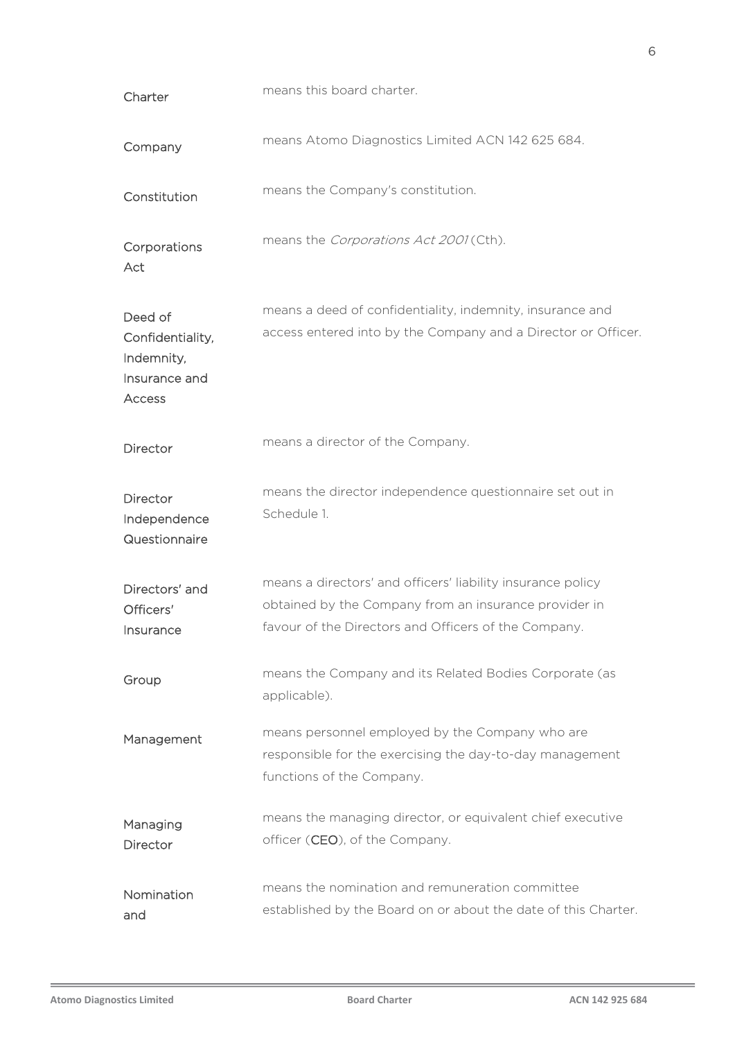| | |
|---|---|
| Charter | means this board charter. |
| Company | means Atomo Diagnostics Limited ACN 142 625 684. |
| Constitution | means the Company's constitution. |
| Corporations Act | means the *Corporations Act 2001* (Cth). |
| Deed of Confidentiality, Indemnity, Insurance and Access | means a deed of confidentiality, indemnity, insurance and access entered into by the Company and a Director or Officer. |
| Director | means a director of the Company. |
| Director Independence Questionnaire | means the director independence questionnaire set out in Schedule 1. |
| Directors' and Officers' Insurance | means a directors' and officers' liability insurance policy obtained by the Company from an insurance provider in favour of the Directors and Officers of the Company. |
| Group | means the Company and its Related Bodies Corporate (as applicable). |
| Management | means personnel employed by the Company who are responsible for the exercising the day-to-day management functions of the Company. |
| Managing Director | means the managing director, or equivalent chief executive officer (**CEO**), of the Company. |
| Nomination and | means the nomination and remuneration committee established by the Board on or about the date of this Charter. |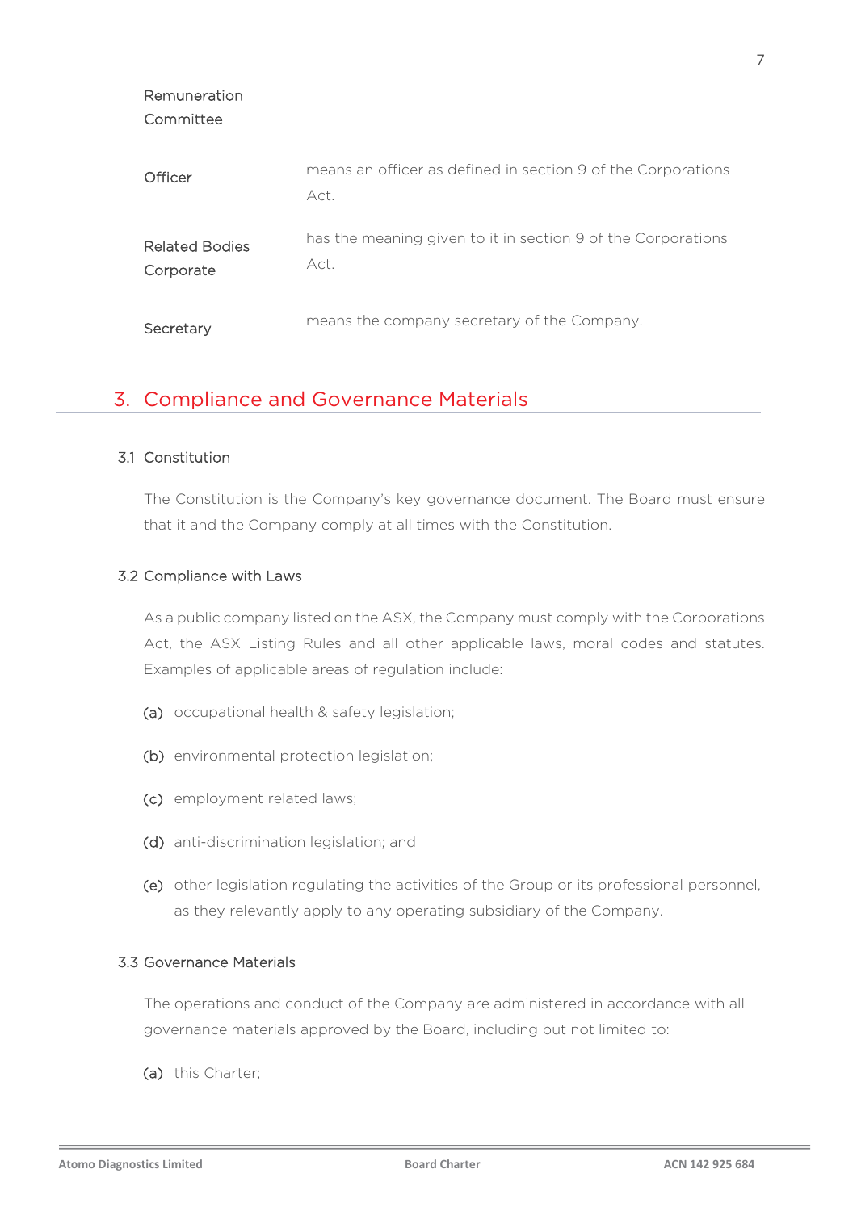| | |
|---|---|
| Remuneration Committee | |
| Officer | means an officer as defined in section 9 of the Corporations Act. |
| Related Bodies Corporate | has the meaning given to it in section 9 of the Corporations Act. |
| Secretary | means the company secretary of the Company. |

# 3. Compliance and Governance Materials

## 3.1 Constitution

The Constitution is the Company's key governance document. The Board must ensure that it and the Company comply at all times with the Constitution.

## 3.2 Compliance with Laws

As a public company listed on the ASX, the Company must comply with the Corporations Act, the ASX Listing Rules and all other applicable laws, moral codes and statutes. Examples of applicable areas of regulation include:

(a) occupational health & safety legislation;

(b) environmental protection legislation;

(c) employment related laws;

(d) anti-discrimination legislation; and

(e) other legislation regulating the activities of the Group or its professional personnel, as they relevantly apply to any operating subsidiary of the Company.

## 3.3 Governance Materials

The operations and conduct of the Company are administered in accordance with all governance materials approved by the Board, including but not limited to:

(a) this Charter;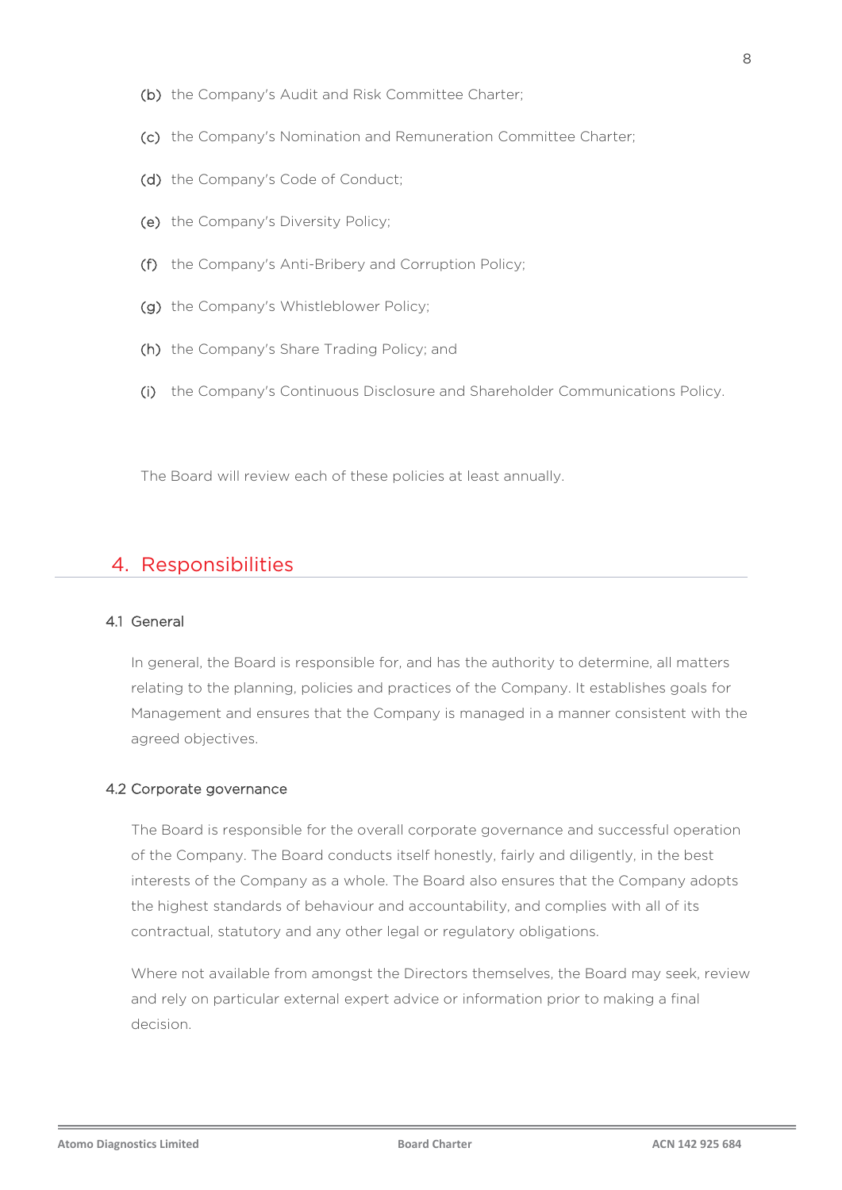(b) the Company's Audit and Risk Committee Charter;

(c) the Company's Nomination and Remuneration Committee Charter;

(d) the Company's Code of Conduct;

(e) the Company's Diversity Policy;

(f) the Company's Anti-Bribery and Corruption Policy;

(g) the Company's Whistleblower Policy;

(h) the Company's Share Trading Policy; and

(i) the Company's Continuous Disclosure and Shareholder Communications Policy.

The Board will review each of these policies at least annually.

## 4. Responsibilities

### 4.1 General

In general, the Board is responsible for, and has the authority to determine, all matters relating to the planning, policies and practices of the Company. It establishes goals for Management and ensures that the Company is managed in a manner consistent with the agreed objectives.

### 4.2 Corporate governance

The Board is responsible for the overall corporate governance and successful operation of the Company. The Board conducts itself honestly, fairly and diligently, in the best interests of the Company as a whole. The Board also ensures that the Company adopts the highest standards of behaviour and accountability, and complies with all of its contractual, statutory and any other legal or regulatory obligations.

Where not available from amongst the Directors themselves, the Board may seek, review and rely on particular external expert advice or information prior to making a final decision.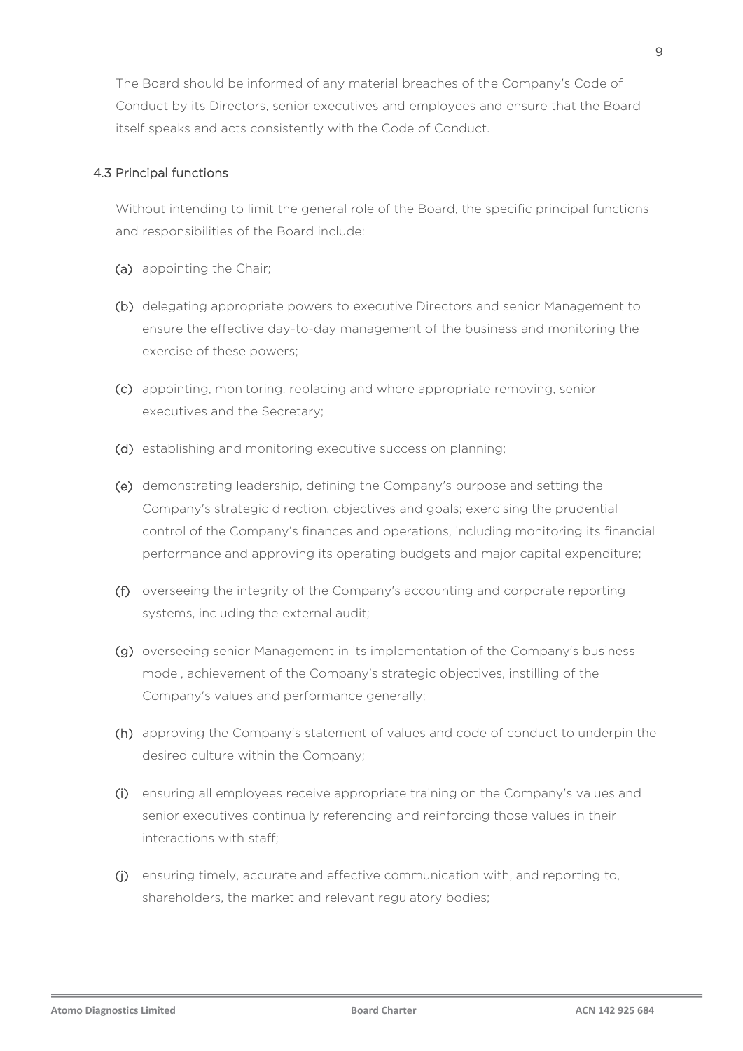The Board should be informed of any material breaches of the Company's Code of Conduct by its Directors, senior executives and employees and ensure that the Board itself speaks and acts consistently with the Code of Conduct.

### 4.3 Principal functions

Without intending to limit the general role of the Board, the specific principal functions and responsibilities of the Board include:

(a) appointing the Chair;

(b) delegating appropriate powers to executive Directors and senior Management to ensure the effective day-to-day management of the business and monitoring the exercise of these powers;

(c) appointing, monitoring, replacing and where appropriate removing, senior executives and the Secretary;

(d) establishing and monitoring executive succession planning;

(e) demonstrating leadership, defining the Company's purpose and setting the Company's strategic direction, objectives and goals; exercising the prudential control of the Company's finances and operations, including monitoring its financial performance and approving its operating budgets and major capital expenditure;

(f) overseeing the integrity of the Company's accounting and corporate reporting systems, including the external audit;

(g) overseeing senior Management in its implementation of the Company's business model, achievement of the Company's strategic objectives, instilling of the Company's values and performance generally;

(h) approving the Company's statement of values and code of conduct to underpin the desired culture within the Company;

(i) ensuring all employees receive appropriate training on the Company's values and senior executives continually referencing and reinforcing those values in their interactions with staff;

(j) ensuring timely, accurate and effective communication with, and reporting to, shareholders, the market and relevant regulatory bodies;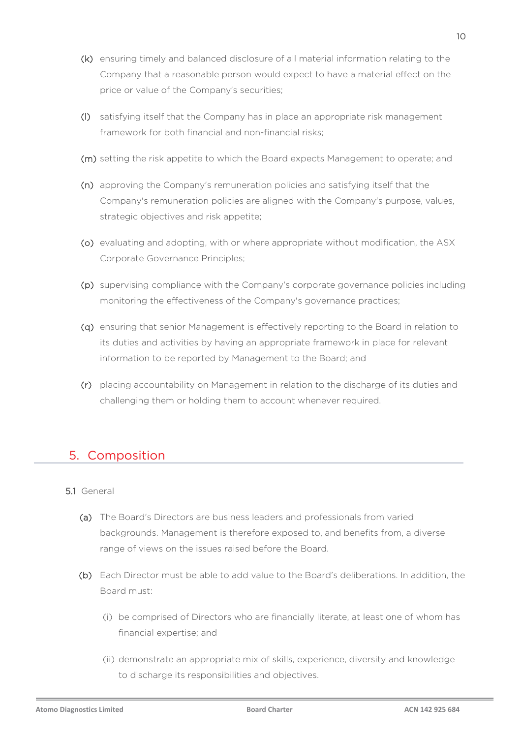(k) ensuring timely and balanced disclosure of all material information relating to the Company that a reasonable person would expect to have a material effect on the price or value of the Company's securities;

(l) satisfying itself that the Company has in place an appropriate risk management framework for both financial and non-financial risks;

(m) setting the risk appetite to which the Board expects Management to operate; and

(n) approving the Company's remuneration policies and satisfying itself that the Company's remuneration policies are aligned with the Company's purpose, values, strategic objectives and risk appetite;

(o) evaluating and adopting, with or where appropriate without modification, the ASX Corporate Governance Principles;

(p) supervising compliance with the Company's corporate governance policies including monitoring the effectiveness of the Company's governance practices;

(q) ensuring that senior Management is effectively reporting to the Board in relation to its duties and activities by having an appropriate framework in place for relevant information to be reported by Management to the Board; and

(r) placing accountability on Management in relation to the discharge of its duties and challenging them or holding them to account whenever required.

## 5. Composition

### 5.1 General

(a) The Board's Directors are business leaders and professionals from varied backgrounds. Management is therefore exposed to, and benefits from, a diverse range of views on the issues raised before the Board.

(b) Each Director must be able to add value to the Board's deliberations. In addition, the Board must:

  (i) be comprised of Directors who are financially literate, at least one of whom has financial expertise; and

  (ii) demonstrate an appropriate mix of skills, experience, diversity and knowledge to discharge its responsibilities and objectives.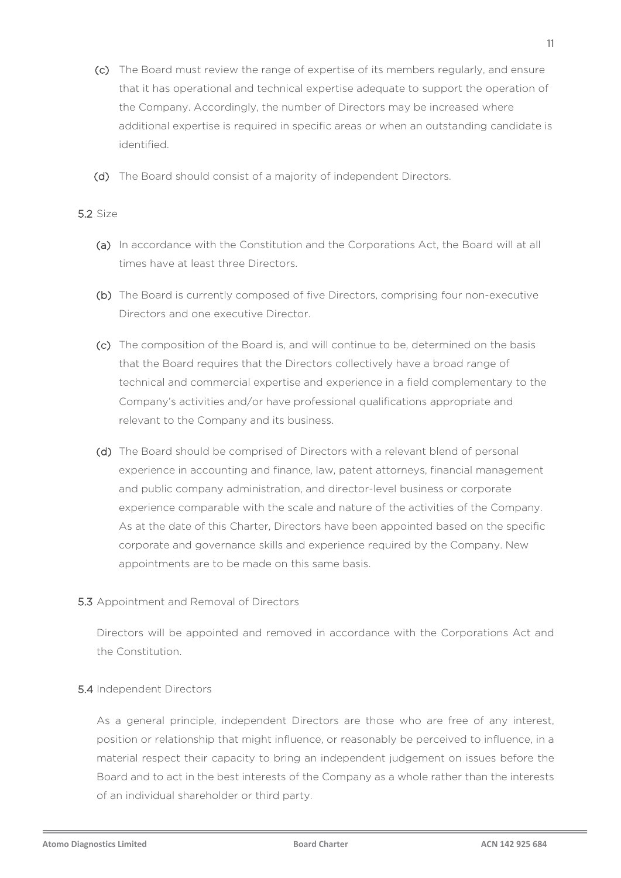(c) The Board must review the range of expertise of its members regularly, and ensure that it has operational and technical expertise adequate to support the operation of the Company. Accordingly, the number of Directors may be increased where additional expertise is required in specific areas or when an outstanding candidate is identified.

(d) The Board should consist of a majority of independent Directors.

### 5.2 Size

(a) In accordance with the Constitution and the Corporations Act, the Board will at all times have at least three Directors.

(b) The Board is currently composed of five Directors, comprising four non-executive Directors and one executive Director.

(c) The composition of the Board is, and will continue to be, determined on the basis that the Board requires that the Directors collectively have a broad range of technical and commercial expertise and experience in a field complementary to the Company's activities and/or have professional qualifications appropriate and relevant to the Company and its business.

(d) The Board should be comprised of Directors with a relevant blend of personal experience in accounting and finance, law, patent attorneys, financial management and public company administration, and director-level business or corporate experience comparable with the scale and nature of the activities of the Company. As at the date of this Charter, Directors have been appointed based on the specific corporate and governance skills and experience required by the Company. New appointments are to be made on this same basis.

### 5.3 Appointment and Removal of Directors

Directors will be appointed and removed in accordance with the Corporations Act and the Constitution.

### 5.4 Independent Directors

As a general principle, independent Directors are those who are free of any interest, position or relationship that might influence, or reasonably be perceived to influence, in a material respect their capacity to bring an independent judgement on issues before the Board and to act in the best interests of the Company as a whole rather than the interests of an individual shareholder or third party.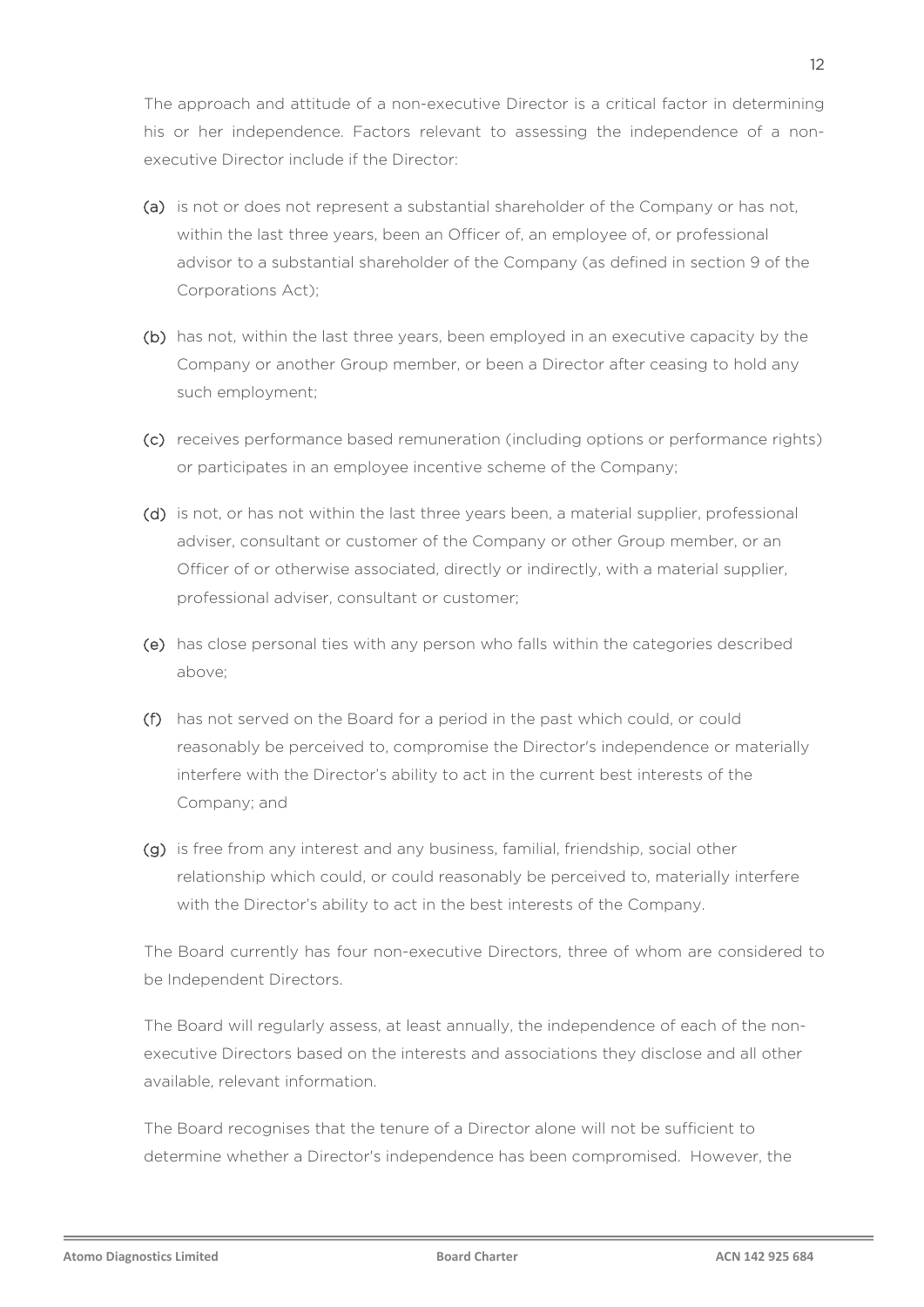The approach and attitude of a non-executive Director is a critical factor in determining his or her independence. Factors relevant to assessing the independence of a non-executive Director include if the Director:

(a) is not or does not represent a substantial shareholder of the Company or has not, within the last three years, been an Officer of, an employee of, or professional advisor to a substantial shareholder of the Company (as defined in section 9 of the Corporations Act);

(b) has not, within the last three years, been employed in an executive capacity by the Company or another Group member, or been a Director after ceasing to hold any such employment;

(c) receives performance based remuneration (including options or performance rights) or participates in an employee incentive scheme of the Company;

(d) is not, or has not within the last three years been, a material supplier, professional adviser, consultant or customer of the Company or other Group member, or an Officer of or otherwise associated, directly or indirectly, with a material supplier, professional adviser, consultant or customer;

(e) has close personal ties with any person who falls within the categories described above;

(f) has not served on the Board for a period in the past which could, or could reasonably be perceived to, compromise the Director's independence or materially interfere with the Director's ability to act in the current best interests of the Company; and

(g) is free from any interest and any business, familial, friendship, social other relationship which could, or could reasonably be perceived to, materially interfere with the Director's ability to act in the best interests of the Company.

The Board currently has four non-executive Directors, three of whom are considered to be Independent Directors.

The Board will regularly assess, at least annually, the independence of each of the non-executive Directors based on the interests and associations they disclose and all other available, relevant information.

The Board recognises that the tenure of a Director alone will not be sufficient to determine whether a Director's independence has been compromised. However, the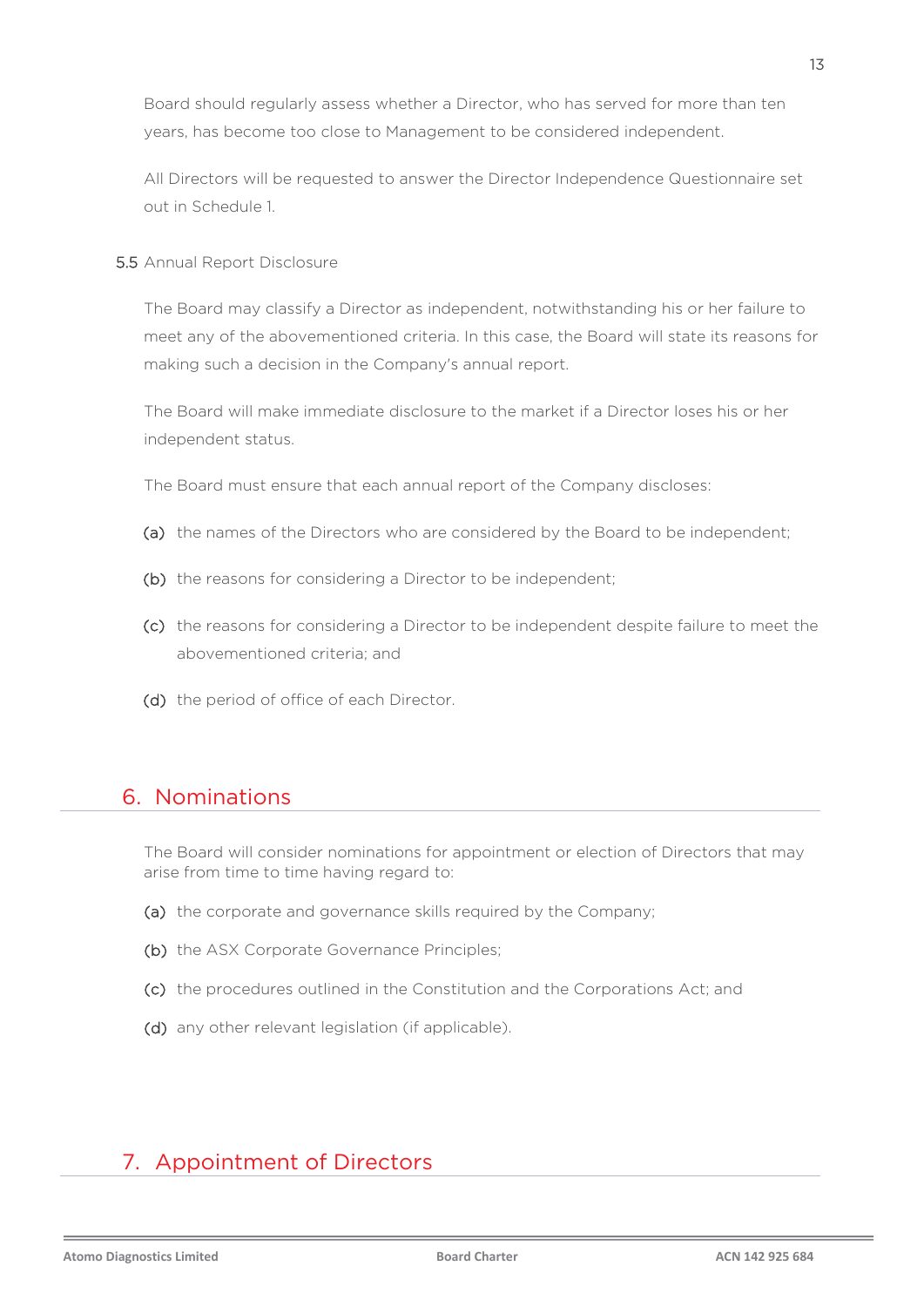Board should regularly assess whether a Director, who has served for more than ten years, has become too close to Management to be considered independent.

All Directors will be requested to answer the Director Independence Questionnaire set out in Schedule 1.

### 5.5 Annual Report Disclosure

The Board may classify a Director as independent, notwithstanding his or her failure to meet any of the abovementioned criteria. In this case, the Board will state its reasons for making such a decision in the Company's annual report.

The Board will make immediate disclosure to the market if a Director loses his or her independent status.

The Board must ensure that each annual report of the Company discloses:

(a) the names of the Directors who are considered by the Board to be independent;

(b) the reasons for considering a Director to be independent;

(c) the reasons for considering a Director to be independent despite failure to meet the abovementioned criteria; and

(d) the period of office of each Director.

## 6. Nominations

The Board will consider nominations for appointment or election of Directors that may arise from time to time having regard to:

(a) the corporate and governance skills required by the Company;

(b) the ASX Corporate Governance Principles;

(c) the procedures outlined in the Constitution and the Corporations Act; and

(d) any other relevant legislation (if applicable).

## 7. Appointment of Directors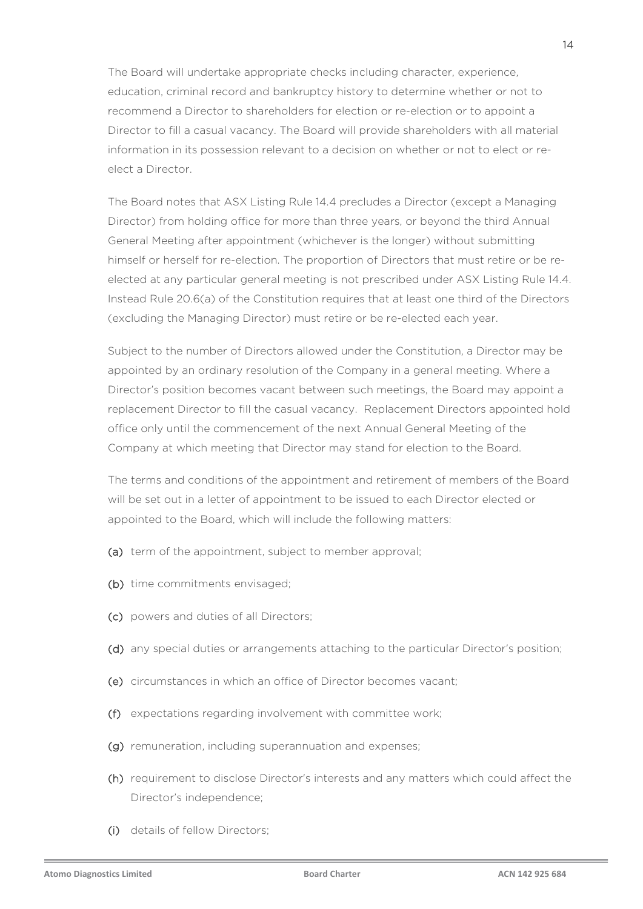The Board will undertake appropriate checks including character, experience, education, criminal record and bankruptcy history to determine whether or not to recommend a Director to shareholders for election or re-election or to appoint a Director to fill a casual vacancy. The Board will provide shareholders with all material information in its possession relevant to a decision on whether or not to elect or re-elect a Director.

The Board notes that ASX Listing Rule 14.4 precludes a Director (except a Managing Director) from holding office for more than three years, or beyond the third Annual General Meeting after appointment (whichever is the longer) without submitting himself or herself for re-election. The proportion of Directors that must retire or be re-elected at any particular general meeting is not prescribed under ASX Listing Rule 14.4. Instead Rule 20.6(a) of the Constitution requires that at least one third of the Directors (excluding the Managing Director) must retire or be re-elected each year.

Subject to the number of Directors allowed under the Constitution, a Director may be appointed by an ordinary resolution of the Company in a general meeting. Where a Director's position becomes vacant between such meetings, the Board may appoint a replacement Director to fill the casual vacancy. Replacement Directors appointed hold office only until the commencement of the next Annual General Meeting of the Company at which meeting that Director may stand for election to the Board.

The terms and conditions of the appointment and retirement of members of the Board will be set out in a letter of appointment to be issued to each Director elected or appointed to the Board, which will include the following matters:

(a) term of the appointment, subject to member approval;

(b) time commitments envisaged;

(c) powers and duties of all Directors;

(d) any special duties or arrangements attaching to the particular Director's position;

(e) circumstances in which an office of Director becomes vacant;

(f) expectations regarding involvement with committee work;

(g) remuneration, including superannuation and expenses;

(h) requirement to disclose Director's interests and any matters which could affect the Director's independence;

(i) details of fellow Directors;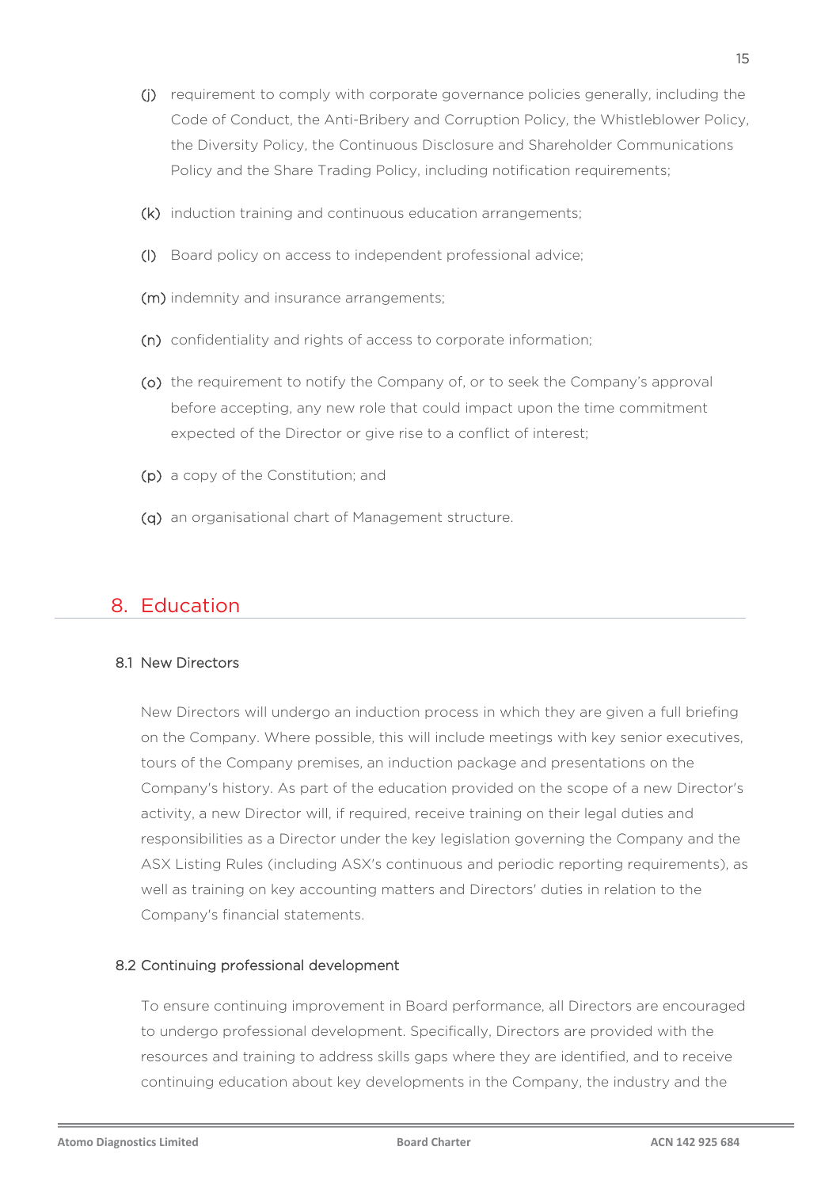(j) requirement to comply with corporate governance policies generally, including the Code of Conduct, the Anti-Bribery and Corruption Policy, the Whistleblower Policy, the Diversity Policy, the Continuous Disclosure and Shareholder Communications Policy and the Share Trading Policy, including notification requirements;

(k) induction training and continuous education arrangements;

(l) Board policy on access to independent professional advice;

(m) indemnity and insurance arrangements;

(n) confidentiality and rights of access to corporate information;

(o) the requirement to notify the Company of, or to seek the Company's approval before accepting, any new role that could impact upon the time commitment expected of the Director or give rise to a conflict of interest;

(p) a copy of the Constitution; and

(q) an organisational chart of Management structure.

# 8. Education

## 8.1 New Directors

New Directors will undergo an induction process in which they are given a full briefing on the Company. Where possible, this will include meetings with key senior executives, tours of the Company premises, an induction package and presentations on the Company's history. As part of the education provided on the scope of a new Director's activity, a new Director will, if required, receive training on their legal duties and responsibilities as a Director under the key legislation governing the Company and the ASX Listing Rules (including ASX's continuous and periodic reporting requirements), as well as training on key accounting matters and Directors' duties in relation to the Company's financial statements.

## 8.2 Continuing professional development

To ensure continuing improvement in Board performance, all Directors are encouraged to undergo professional development. Specifically, Directors are provided with the resources and training to address skills gaps where they are identified, and to receive continuing education about key developments in the Company, the industry and the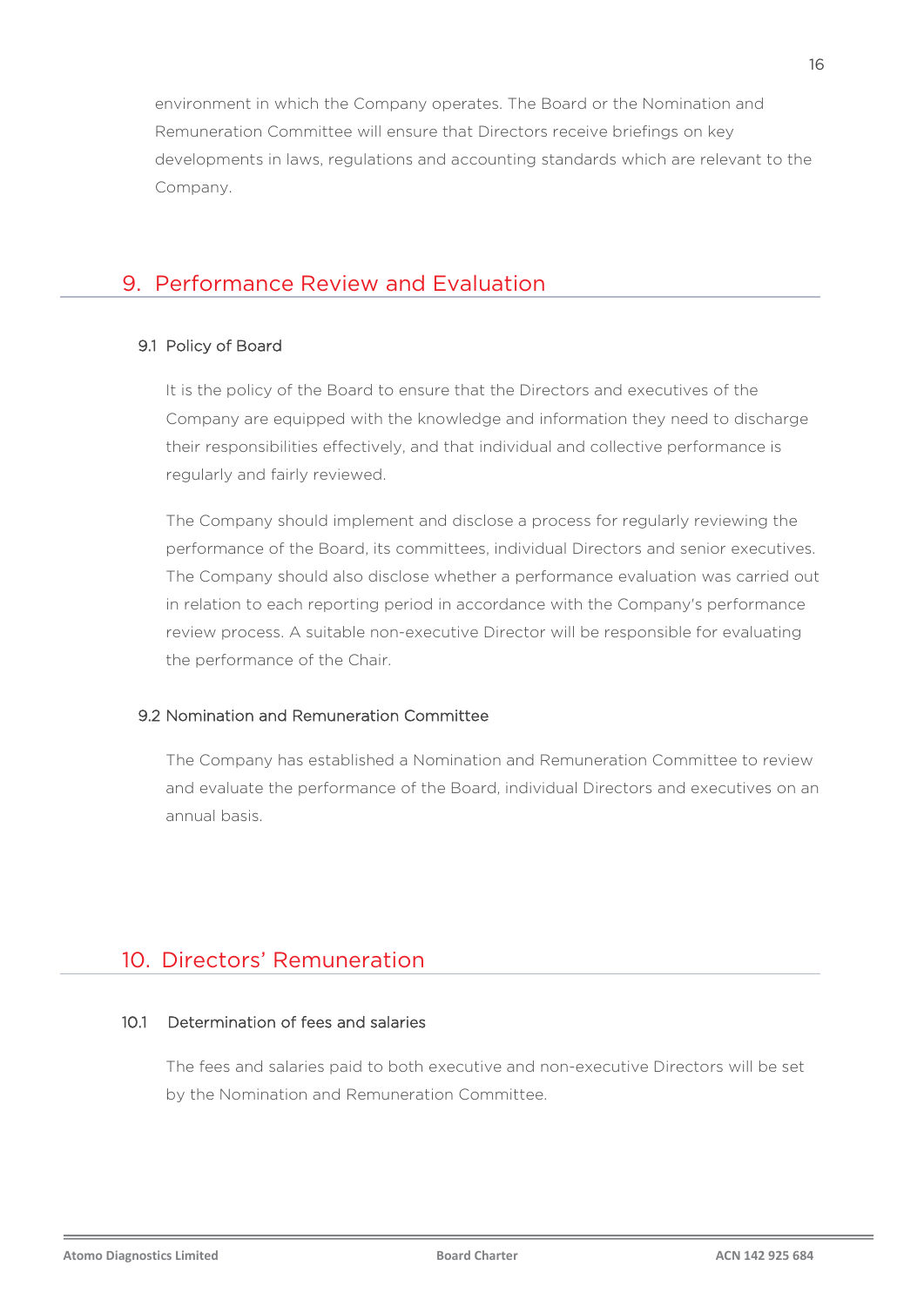environment in which the Company operates. The Board or the Nomination and Remuneration Committee will ensure that Directors receive briefings on key developments in laws, regulations and accounting standards which are relevant to the Company.

## 9. Performance Review and Evaluation

### 9.1 Policy of Board

It is the policy of the Board to ensure that the Directors and executives of the Company are equipped with the knowledge and information they need to discharge their responsibilities effectively, and that individual and collective performance is regularly and fairly reviewed.

The Company should implement and disclose a process for regularly reviewing the performance of the Board, its committees, individual Directors and senior executives. The Company should also disclose whether a performance evaluation was carried out in relation to each reporting period in accordance with the Company's performance review process. A suitable non-executive Director will be responsible for evaluating the performance of the Chair.

### 9.2 Nomination and Remuneration Committee

The Company has established a Nomination and Remuneration Committee to review and evaluate the performance of the Board, individual Directors and executives on an annual basis.

## 10. Directors' Remuneration

### 10.1 Determination of fees and salaries

The fees and salaries paid to both executive and non-executive Directors will be set by the Nomination and Remuneration Committee.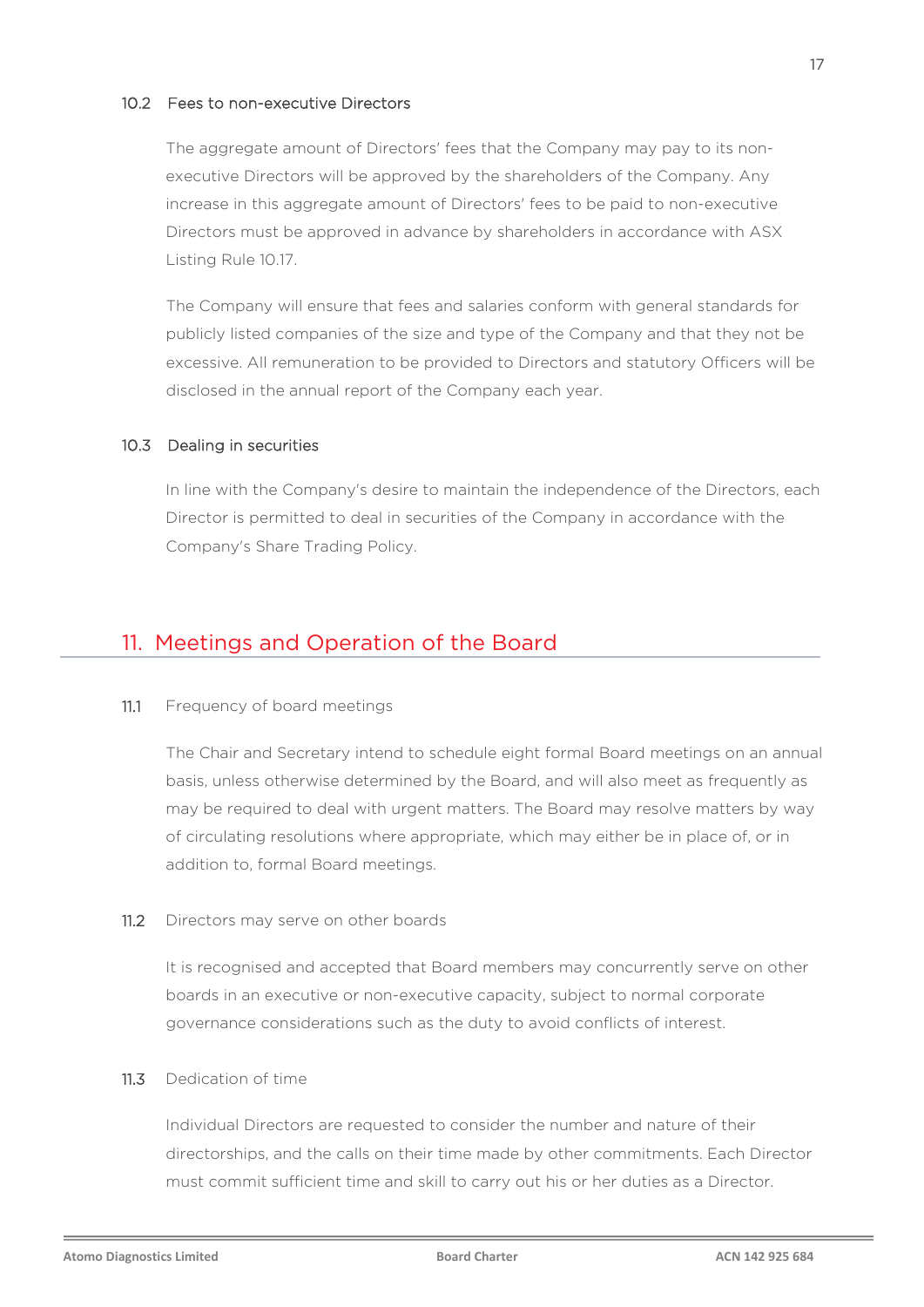### 10.2 Fees to non-executive Directors

The aggregate amount of Directors' fees that the Company may pay to its non-executive Directors will be approved by the shareholders of the Company. Any increase in this aggregate amount of Directors' fees to be paid to non-executive Directors must be approved in advance by shareholders in accordance with ASX Listing Rule 10.17.

The Company will ensure that fees and salaries conform with general standards for publicly listed companies of the size and type of the Company and that they not be excessive. All remuneration to be provided to Directors and statutory Officers will be disclosed in the annual report of the Company each year.

### 10.3 Dealing in securities

In line with the Company's desire to maintain the independence of the Directors, each Director is permitted to deal in securities of the Company in accordance with the Company's Share Trading Policy.

## 11. Meetings and Operation of the Board

### 11.1 Frequency of board meetings

The Chair and Secretary intend to schedule eight formal Board meetings on an annual basis, unless otherwise determined by the Board, and will also meet as frequently as may be required to deal with urgent matters. The Board may resolve matters by way of circulating resolutions where appropriate, which may either be in place of, or in addition to, formal Board meetings.

### 11.2 Directors may serve on other boards

It is recognised and accepted that Board members may concurrently serve on other boards in an executive or non-executive capacity, subject to normal corporate governance considerations such as the duty to avoid conflicts of interest.

### 11.3 Dedication of time

Individual Directors are requested to consider the number and nature of their directorships, and the calls on their time made by other commitments. Each Director must commit sufficient time and skill to carry out his or her duties as a Director.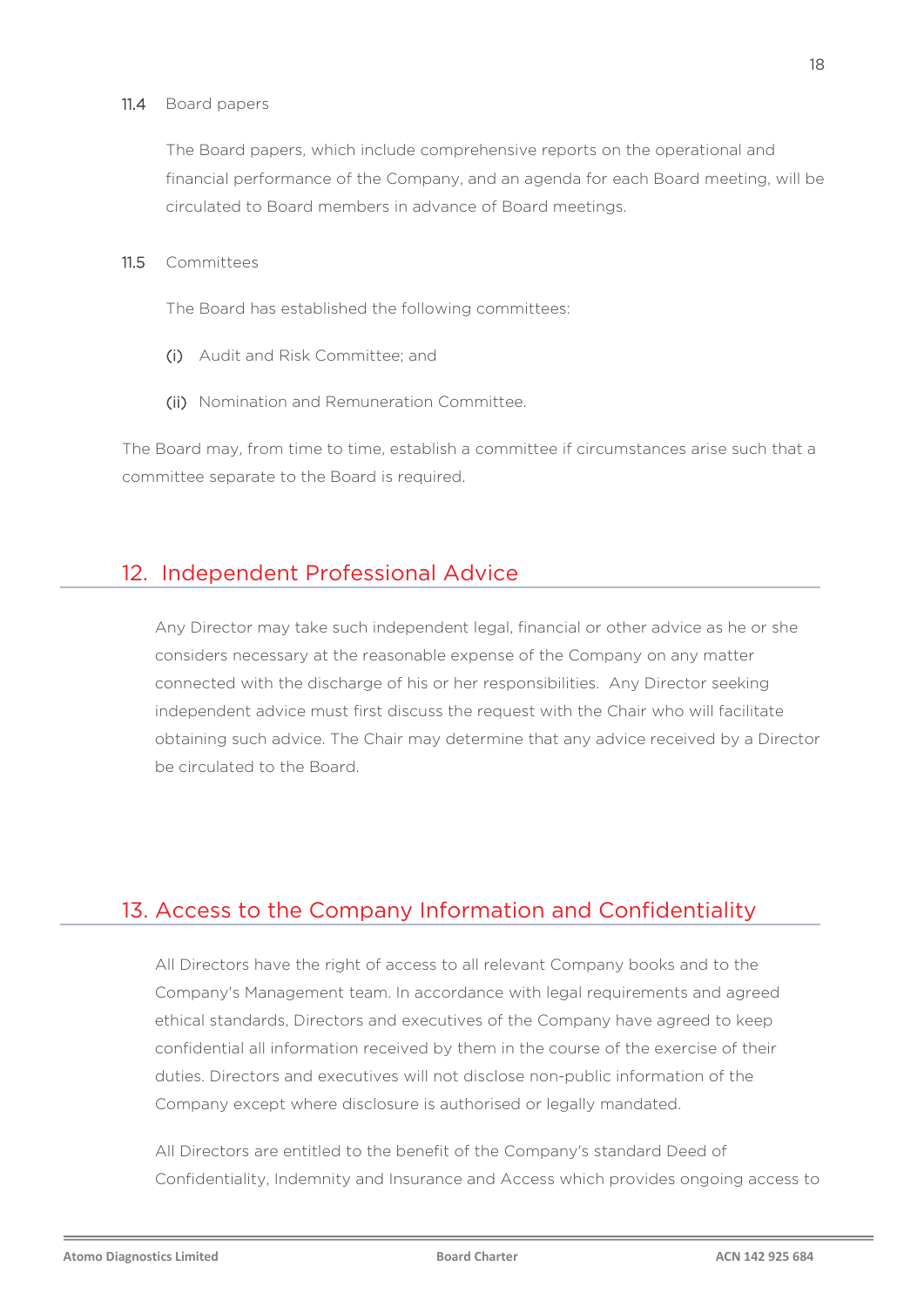### 11.4 Board papers

The Board papers, which include comprehensive reports on the operational and financial performance of the Company, and an agenda for each Board meeting, will be circulated to Board members in advance of Board meetings.

### 11.5 Committees

The Board has established the following committees:

(i) Audit and Risk Committee; and

(ii) Nomination and Remuneration Committee.

The Board may, from time to time, establish a committee if circumstances arise such that a committee separate to the Board is required.

## 12. Independent Professional Advice

Any Director may take such independent legal, financial or other advice as he or she considers necessary at the reasonable expense of the Company on any matter connected with the discharge of his or her responsibilities. Any Director seeking independent advice must first discuss the request with the Chair who will facilitate obtaining such advice. The Chair may determine that any advice received by a Director be circulated to the Board.

## 13. Access to the Company Information and Confidentiality

All Directors have the right of access to all relevant Company books and to the Company's Management team. In accordance with legal requirements and agreed ethical standards, Directors and executives of the Company have agreed to keep confidential all information received by them in the course of the exercise of their duties. Directors and executives will not disclose non-public information of the Company except where disclosure is authorised or legally mandated.

All Directors are entitled to the benefit of the Company's standard Deed of Confidentiality, Indemnity and Insurance and Access which provides ongoing access to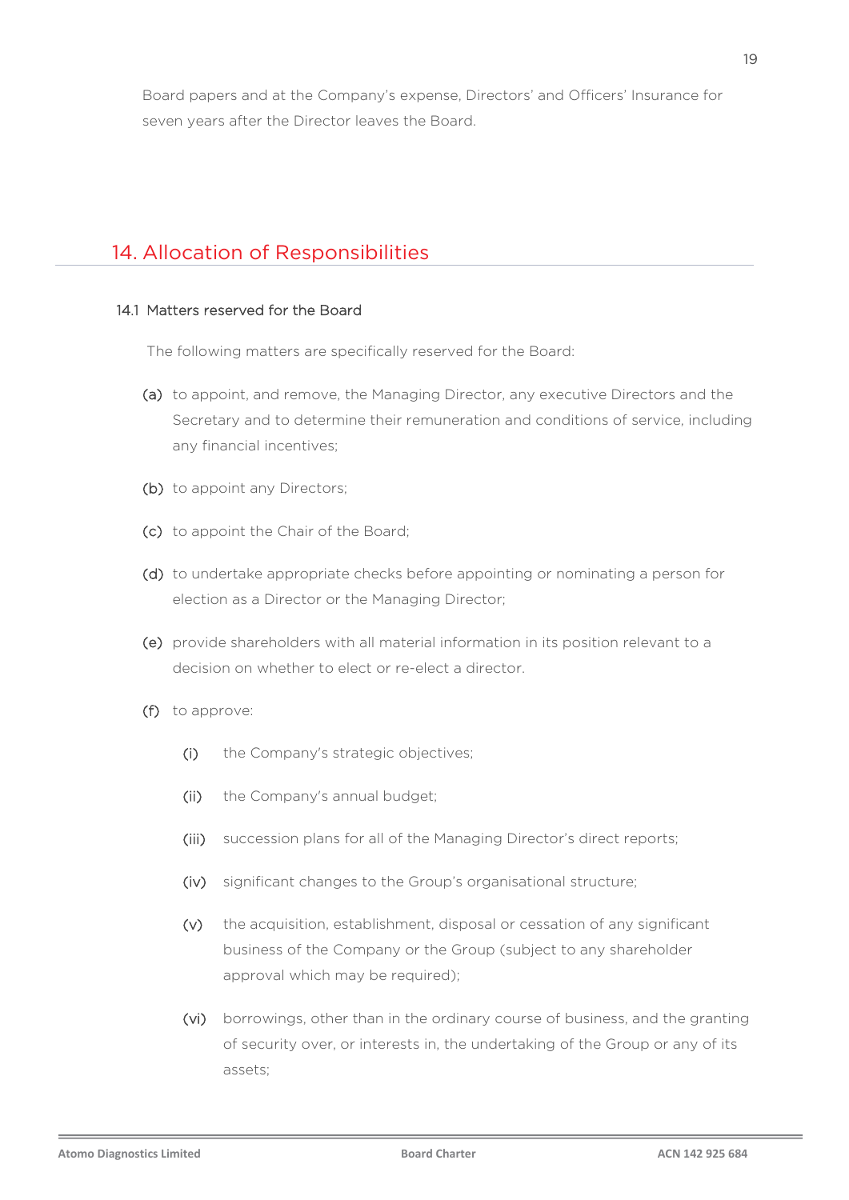Board papers and at the Company's expense, Directors' and Officers' Insurance for seven years after the Director leaves the Board.

## 14. Allocation of Responsibilities

### 14.1 Matters reserved for the Board

The following matters are specifically reserved for the Board:

(a) to appoint, and remove, the Managing Director, any executive Directors and the Secretary and to determine their remuneration and conditions of service, including any financial incentives;

(b) to appoint any Directors;

(c) to appoint the Chair of the Board;

(d) to undertake appropriate checks before appointing or nominating a person for election as a Director or the Managing Director;

(e) provide shareholders with all material information in its position relevant to a decision on whether to elect or re-elect a director.

(f) to approve:

  (i) the Company's strategic objectives;

  (ii) the Company's annual budget;

  (iii) succession plans for all of the Managing Director's direct reports;

  (iv) significant changes to the Group's organisational structure;

  (v) the acquisition, establishment, disposal or cessation of any significant business of the Company or the Group (subject to any shareholder approval which may be required);

  (vi) borrowings, other than in the ordinary course of business, and the granting of security over, or interests in, the undertaking of the Group or any of its assets;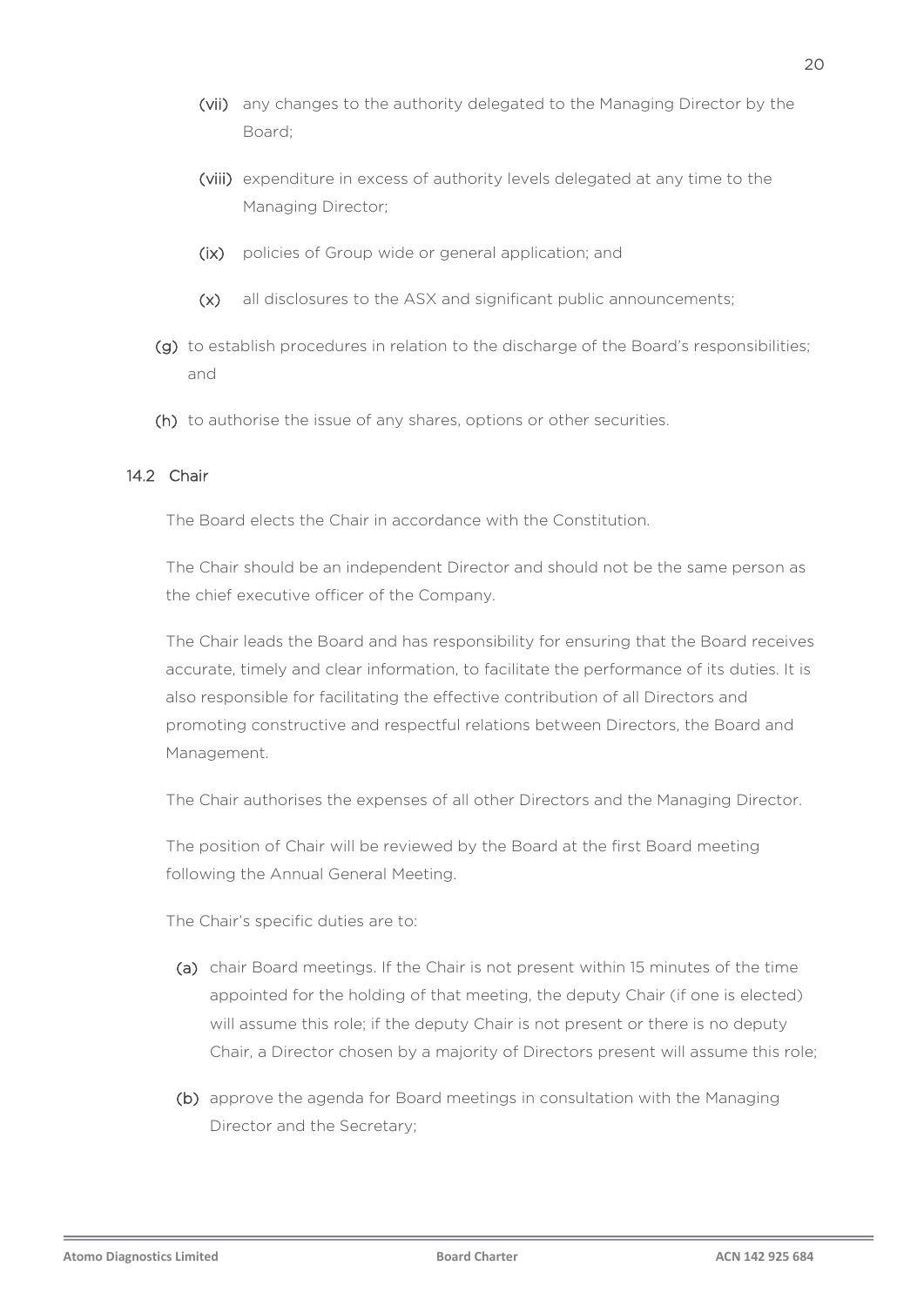(vii) any changes to the authority delegated to the Managing Director by the Board;

(viii) expenditure in excess of authority levels delegated at any time to the Managing Director;

(ix) policies of Group wide or general application; and

(x) all disclosures to the ASX and significant public announcements;

(g) to establish procedures in relation to the discharge of the Board's responsibilities; and

(h) to authorise the issue of any shares, options or other securities.

### 14.2 Chair

The Board elects the Chair in accordance with the Constitution.

The Chair should be an independent Director and should not be the same person as the chief executive officer of the Company.

The Chair leads the Board and has responsibility for ensuring that the Board receives accurate, timely and clear information, to facilitate the performance of its duties. It is also responsible for facilitating the effective contribution of all Directors and promoting constructive and respectful relations between Directors, the Board and Management.

The Chair authorises the expenses of all other Directors and the Managing Director.

The position of Chair will be reviewed by the Board at the first Board meeting following the Annual General Meeting.

The Chair's specific duties are to:

(a) chair Board meetings. If the Chair is not present within 15 minutes of the time appointed for the holding of that meeting, the deputy Chair (if one is elected) will assume this role; if the deputy Chair is not present or there is no deputy Chair, a Director chosen by a majority of Directors present will assume this role;

(b) approve the agenda for Board meetings in consultation with the Managing Director and the Secretary;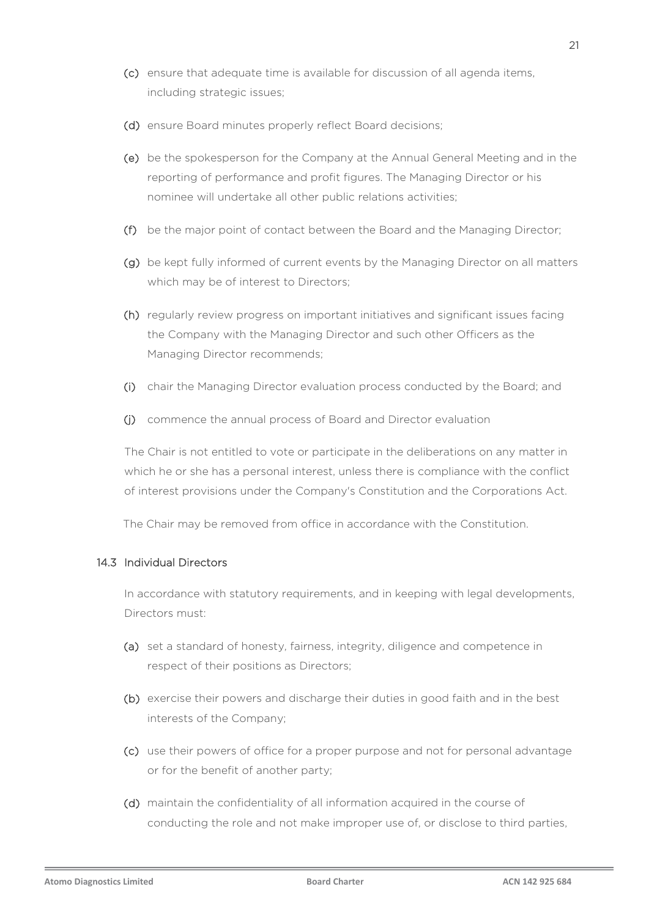(c) ensure that adequate time is available for discussion of all agenda items, including strategic issues;

(d) ensure Board minutes properly reflect Board decisions;

(e) be the spokesperson for the Company at the Annual General Meeting and in the reporting of performance and profit figures. The Managing Director or his nominee will undertake all other public relations activities;

(f) be the major point of contact between the Board and the Managing Director;

(g) be kept fully informed of current events by the Managing Director on all matters which may be of interest to Directors;

(h) regularly review progress on important initiatives and significant issues facing the Company with the Managing Director and such other Officers as the Managing Director recommends;

(i) chair the Managing Director evaluation process conducted by the Board; and

(j) commence the annual process of Board and Director evaluation

The Chair is not entitled to vote or participate in the deliberations on any matter in which he or she has a personal interest, unless there is compliance with the conflict of interest provisions under the Company's Constitution and the Corporations Act.

The Chair may be removed from office in accordance with the Constitution.

### 14.3 Individual Directors

In accordance with statutory requirements, and in keeping with legal developments, Directors must:

(a) set a standard of honesty, fairness, integrity, diligence and competence in respect of their positions as Directors;

(b) exercise their powers and discharge their duties in good faith and in the best interests of the Company;

(c) use their powers of office for a proper purpose and not for personal advantage or for the benefit of another party;

(d) maintain the confidentiality of all information acquired in the course of conducting the role and not make improper use of, or disclose to third parties,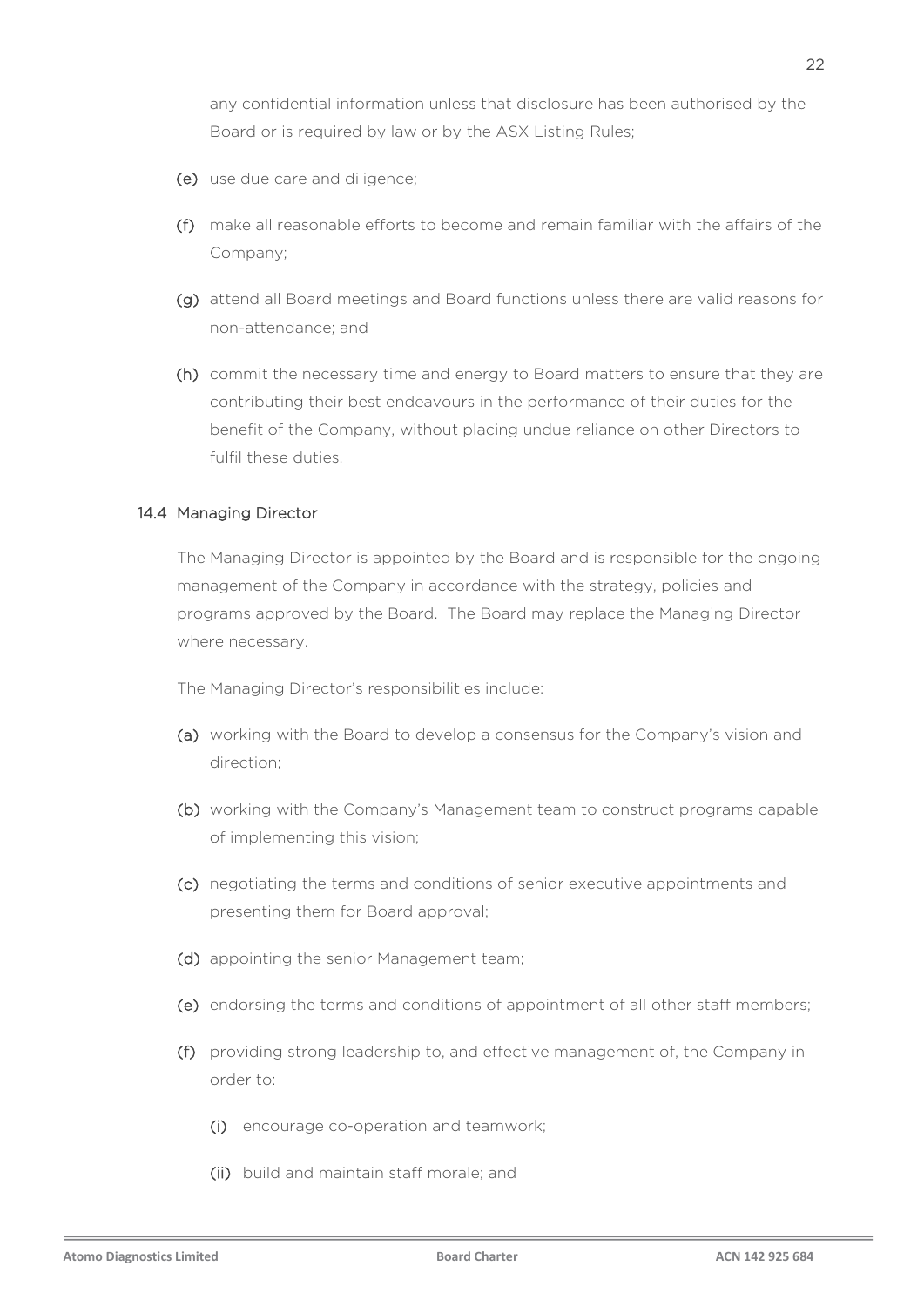any confidential information unless that disclosure has been authorised by the Board or is required by law or by the ASX Listing Rules;

(e) use due care and diligence;

(f) make all reasonable efforts to become and remain familiar with the affairs of the Company;

(g) attend all Board meetings and Board functions unless there are valid reasons for non-attendance; and

(h) commit the necessary time and energy to Board matters to ensure that they are contributing their best endeavours in the performance of their duties for the benefit of the Company, without placing undue reliance on other Directors to fulfil these duties.

### 14.4 Managing Director

The Managing Director is appointed by the Board and is responsible for the ongoing management of the Company in accordance with the strategy, policies and programs approved by the Board. The Board may replace the Managing Director where necessary.

The Managing Director's responsibilities include:

(a) working with the Board to develop a consensus for the Company's vision and direction;

(b) working with the Company's Management team to construct programs capable of implementing this vision;

(c) negotiating the terms and conditions of senior executive appointments and presenting them for Board approval;

(d) appointing the senior Management team;

(e) endorsing the terms and conditions of appointment of all other staff members;

(f) providing strong leadership to, and effective management of, the Company in order to:

   (i) encourage co-operation and teamwork;

   (ii) build and maintain staff morale; and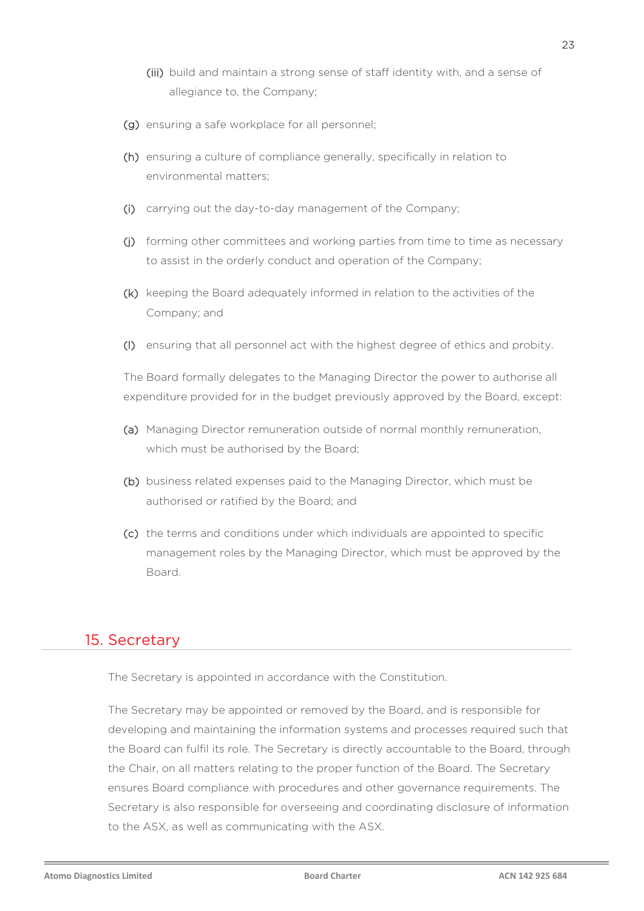(iii) build and maintain a strong sense of staff identity with, and a sense of allegiance to, the Company;

(g) ensuring a safe workplace for all personnel;

(h) ensuring a culture of compliance generally, specifically in relation to environmental matters;

(i) carrying out the day-to-day management of the Company;

(j) forming other committees and working parties from time to time as necessary to assist in the orderly conduct and operation of the Company;

(k) keeping the Board adequately informed in relation to the activities of the Company; and

(l) ensuring that all personnel act with the highest degree of ethics and probity.

The Board formally delegates to the Managing Director the power to authorise all expenditure provided for in the budget previously approved by the Board, except:

(a) Managing Director remuneration outside of normal monthly remuneration, which must be authorised by the Board;

(b) business related expenses paid to the Managing Director, which must be authorised or ratified by the Board; and

(c) the terms and conditions under which individuals are appointed to specific management roles by the Managing Director, which must be approved by the Board.

## 15. Secretary

The Secretary is appointed in accordance with the Constitution.

The Secretary may be appointed or removed by the Board, and is responsible for developing and maintaining the information systems and processes required such that the Board can fulfil its role. The Secretary is directly accountable to the Board, through the Chair, on all matters relating to the proper function of the Board. The Secretary ensures Board compliance with procedures and other governance requirements. The Secretary is also responsible for overseeing and coordinating disclosure of information to the ASX, as well as communicating with the ASX.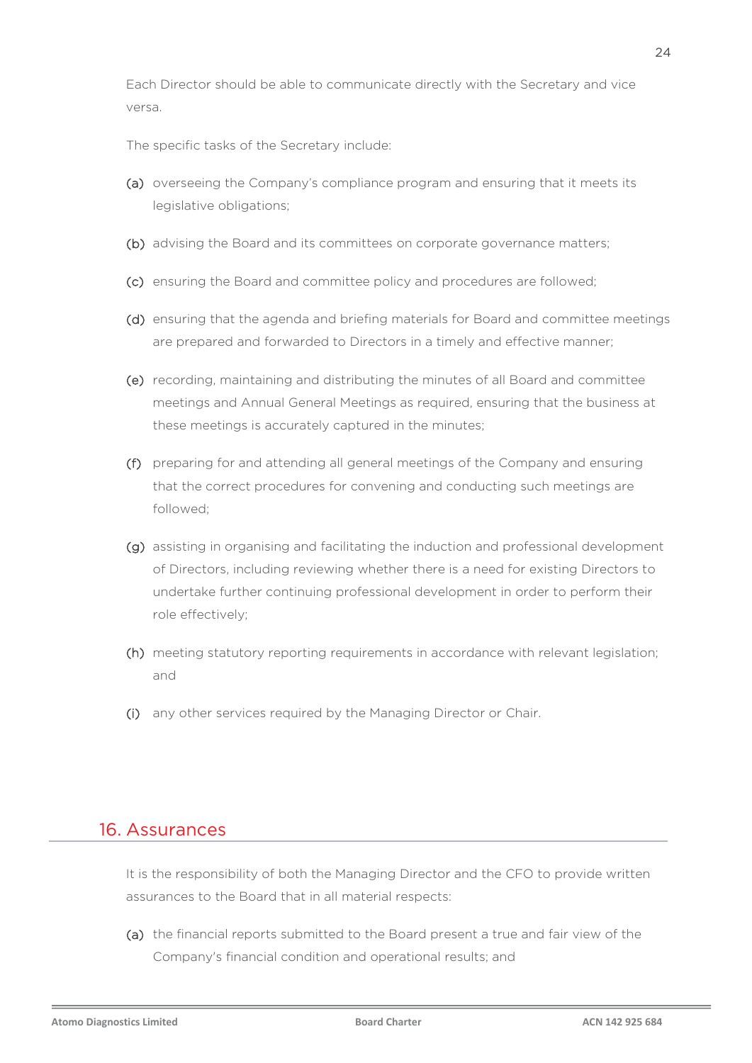Each Director should be able to communicate directly with the Secretary and vice versa.

The specific tasks of the Secretary include:

(a) overseeing the Company's compliance program and ensuring that it meets its legislative obligations;

(b) advising the Board and its committees on corporate governance matters;

(c) ensuring the Board and committee policy and procedures are followed;

(d) ensuring that the agenda and briefing materials for Board and committee meetings are prepared and forwarded to Directors in a timely and effective manner;

(e) recording, maintaining and distributing the minutes of all Board and committee meetings and Annual General Meetings as required, ensuring that the business at these meetings is accurately captured in the minutes;

(f) preparing for and attending all general meetings of the Company and ensuring that the correct procedures for convening and conducting such meetings are followed;

(g) assisting in organising and facilitating the induction and professional development of Directors, including reviewing whether there is a need for existing Directors to undertake further continuing professional development in order to perform their role effectively;

(h) meeting statutory reporting requirements in accordance with relevant legislation; and

(i) any other services required by the Managing Director or Chair.

## 16. Assurances

It is the responsibility of both the Managing Director and the CFO to provide written assurances to the Board that in all material respects:

(a) the financial reports submitted to the Board present a true and fair view of the Company's financial condition and operational results; and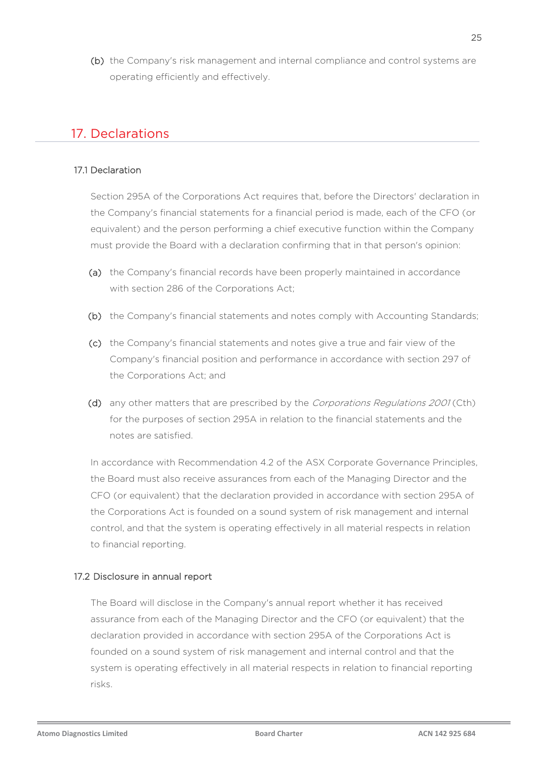(b) the Company's risk management and internal compliance and control systems are operating efficiently and effectively.

## 17. Declarations

### 17.1 Declaration

Section 295A of the Corporations Act requires that, before the Directors' declaration in the Company's financial statements for a financial period is made, each of the CFO (or equivalent) and the person performing a chief executive function within the Company must provide the Board with a declaration confirming that in that person's opinion:

(a) the Company's financial records have been properly maintained in accordance with section 286 of the Corporations Act;

(b) the Company's financial statements and notes comply with Accounting Standards;

(c) the Company's financial statements and notes give a true and fair view of the Company's financial position and performance in accordance with section 297 of the Corporations Act; and

(d) any other matters that are prescribed by the *Corporations Regulations 2001* (Cth) for the purposes of section 295A in relation to the financial statements and the notes are satisfied.

In accordance with Recommendation 4.2 of the ASX Corporate Governance Principles, the Board must also receive assurances from each of the Managing Director and the CFO (or equivalent) that the declaration provided in accordance with section 295A of the Corporations Act is founded on a sound system of risk management and internal control, and that the system is operating effectively in all material respects in relation to financial reporting.

### 17.2 Disclosure in annual report

The Board will disclose in the Company's annual report whether it has received assurance from each of the Managing Director and the CFO (or equivalent) that the declaration provided in accordance with section 295A of the Corporations Act is founded on a sound system of risk management and internal control and that the system is operating effectively in all material respects in relation to financial reporting risks.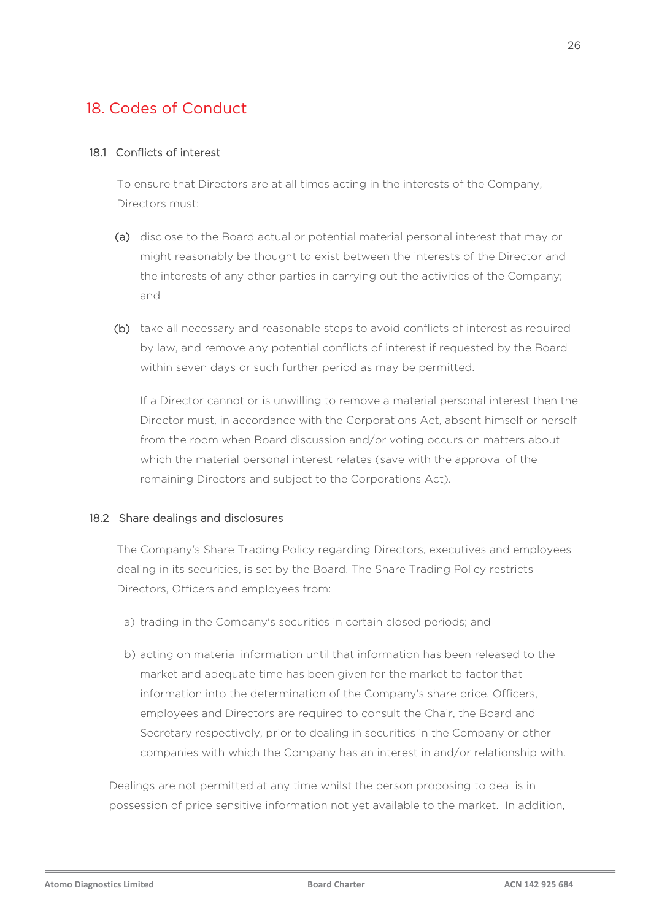## 18. Codes of Conduct

### 18.1 Conflicts of interest

To ensure that Directors are at all times acting in the interests of the Company, Directors must:

(a) disclose to the Board actual or potential material personal interest that may or might reasonably be thought to exist between the interests of the Director and the interests of any other parties in carrying out the activities of the Company; and

(b) take all necessary and reasonable steps to avoid conflicts of interest as required by law, and remove any potential conflicts of interest if requested by the Board within seven days or such further period as may be permitted.

If a Director cannot or is unwilling to remove a material personal interest then the Director must, in accordance with the Corporations Act, absent himself or herself from the room when Board discussion and/or voting occurs on matters about which the material personal interest relates (save with the approval of the remaining Directors and subject to the Corporations Act).

### 18.2 Share dealings and disclosures

The Company's Share Trading Policy regarding Directors, executives and employees dealing in its securities, is set by the Board. The Share Trading Policy restricts Directors, Officers and employees from:

a) trading in the Company's securities in certain closed periods; and

b) acting on material information until that information has been released to the market and adequate time has been given for the market to factor that information into the determination of the Company's share price. Officers, employees and Directors are required to consult the Chair, the Board and Secretary respectively, prior to dealing in securities in the Company or other companies with which the Company has an interest in and/or relationship with.

Dealings are not permitted at any time whilst the person proposing to deal is in possession of price sensitive information not yet available to the market. In addition,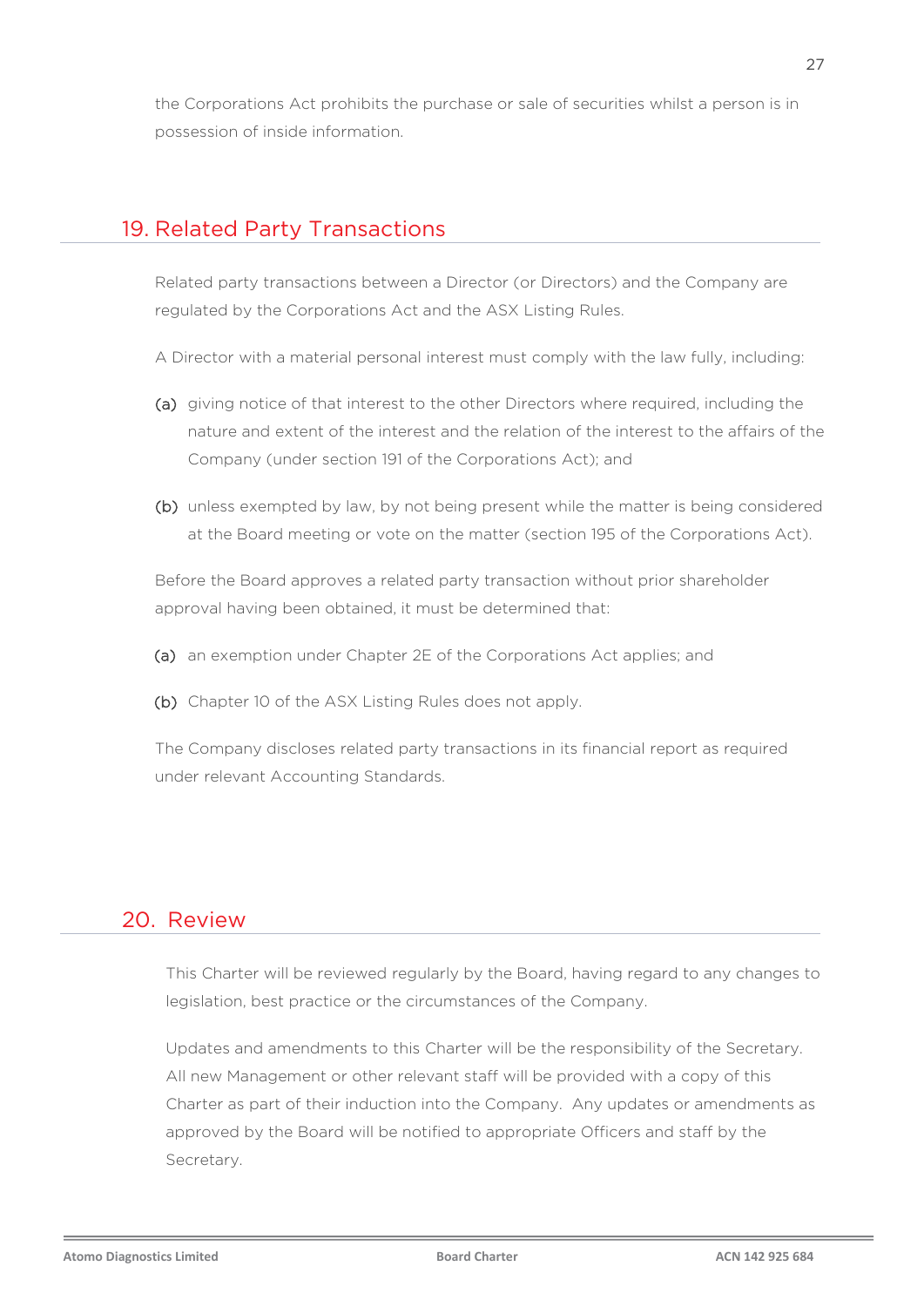the Corporations Act prohibits the purchase or sale of securities whilst a person is in possession of inside information.

## 19. Related Party Transactions

Related party transactions between a Director (or Directors) and the Company are regulated by the Corporations Act and the ASX Listing Rules.

A Director with a material personal interest must comply with the law fully, including:

(a) giving notice of that interest to the other Directors where required, including the nature and extent of the interest and the relation of the interest to the affairs of the Company (under section 191 of the Corporations Act); and

(b) unless exempted by law, by not being present while the matter is being considered at the Board meeting or vote on the matter (section 195 of the Corporations Act).

Before the Board approves a related party transaction without prior shareholder approval having been obtained, it must be determined that:

(a) an exemption under Chapter 2E of the Corporations Act applies; and

(b) Chapter 10 of the ASX Listing Rules does not apply.

The Company discloses related party transactions in its financial report as required under relevant Accounting Standards.

## 20. Review

This Charter will be reviewed regularly by the Board, having regard to any changes to legislation, best practice or the circumstances of the Company.

Updates and amendments to this Charter will be the responsibility of the Secretary. All new Management or other relevant staff will be provided with a copy of this Charter as part of their induction into the Company. Any updates or amendments as approved by the Board will be notified to appropriate Officers and staff by the Secretary.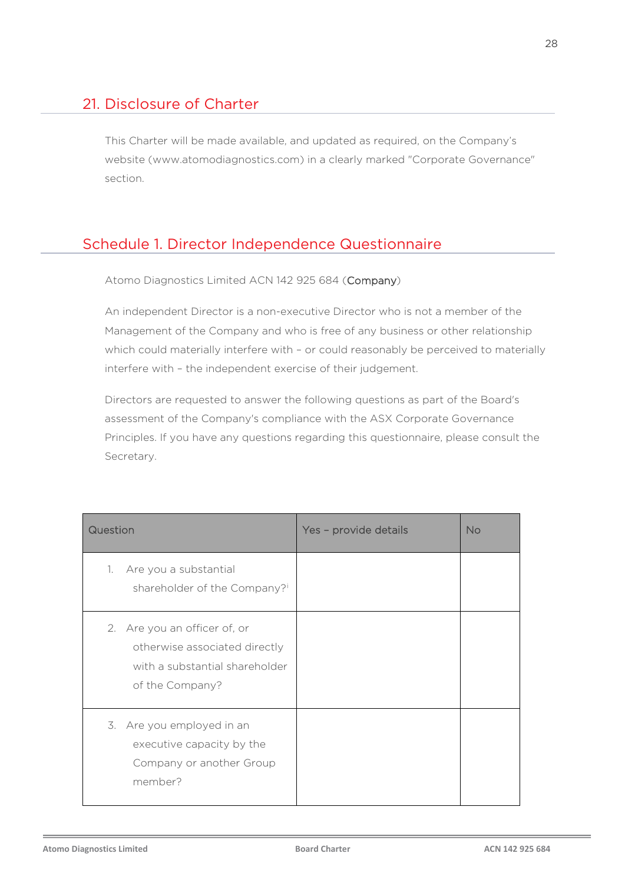## 21. Disclosure of Charter

This Charter will be made available, and updated as required, on the Company's website (www.atomodiagnostics.com) in a clearly marked "Corporate Governance" section.

## Schedule 1. Director Independence Questionnaire

Atomo Diagnostics Limited ACN 142 925 684 (**Company**)

An independent Director is a non-executive Director who is not a member of the Management of the Company and who is free of any business or other relationship which could materially interfere with – or could reasonably be perceived to materially interfere with – the independent exercise of their judgement.

Directors are requested to answer the following questions as part of the Board's assessment of the Company's compliance with the ASX Corporate Governance Principles. If you have any questions regarding this questionnaire, please consult the Secretary.

| Question | Yes – provide details | No |
|---|---|---|
| 1. Are you a substantial shareholder of the Company?[i] | | |
| 2. Are you an officer of, or otherwise associated directly with a substantial shareholder of the Company? | | |
| 3. Are you employed in an executive capacity by the Company or another Group member? | | |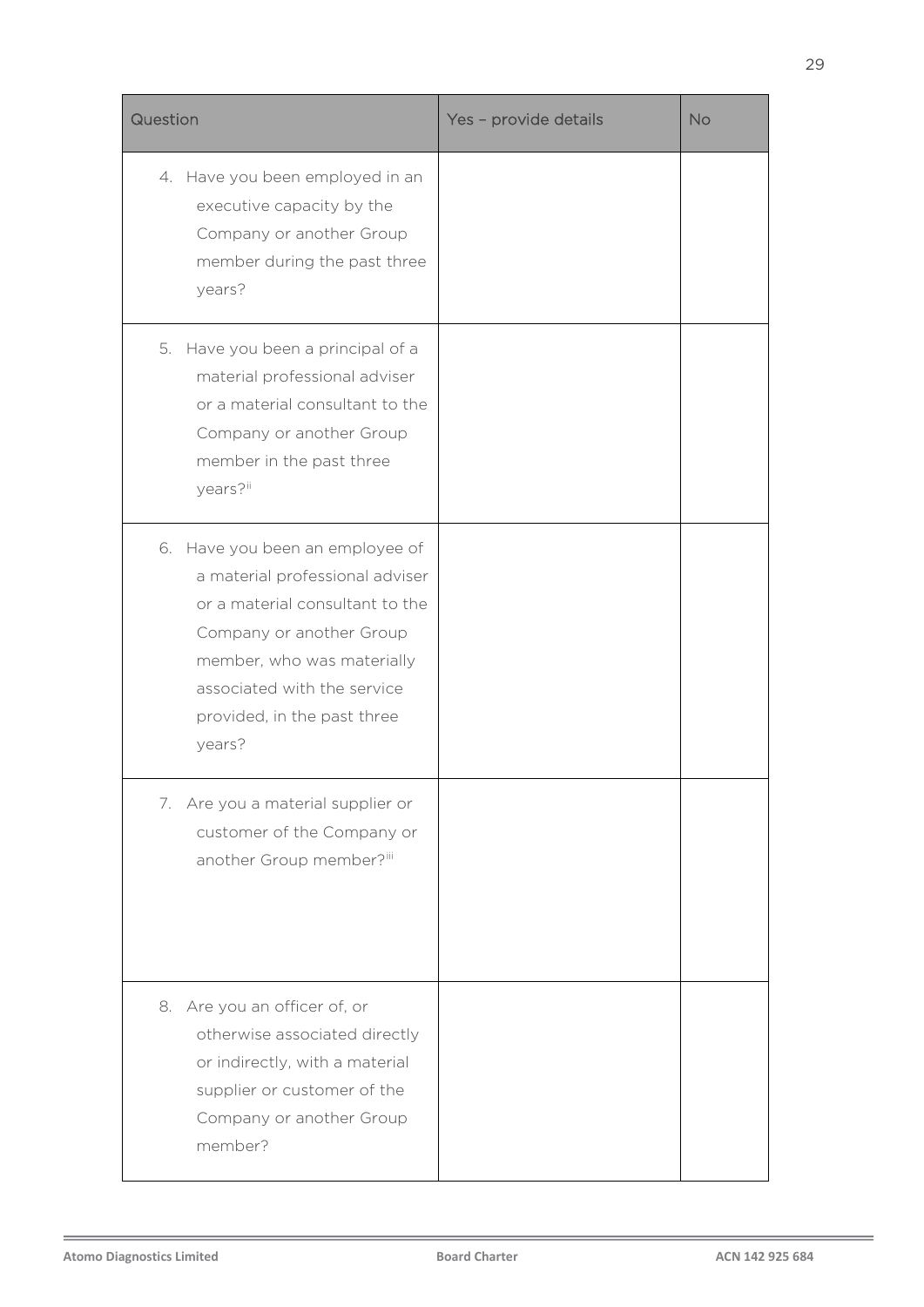| Question | Yes – provide details | No |
|---|---|---|
| 4. Have you been employed in an executive capacity by the Company or another Group member during the past three years? | | |
| 5. Have you been a principal of a material professional adviser or a material consultant to the Company or another Group member in the past three years?[ii] | | |
| 6. Have you been an employee of a material professional adviser or a material consultant to the Company or another Group member, who was materially associated with the service provided, in the past three years? | | |
| 7. Are you a material supplier or customer of the Company or another Group member?[iii] | | |
| 8. Are you an officer of, or otherwise associated directly or indirectly, with a material supplier or customer of the Company or another Group member? | | |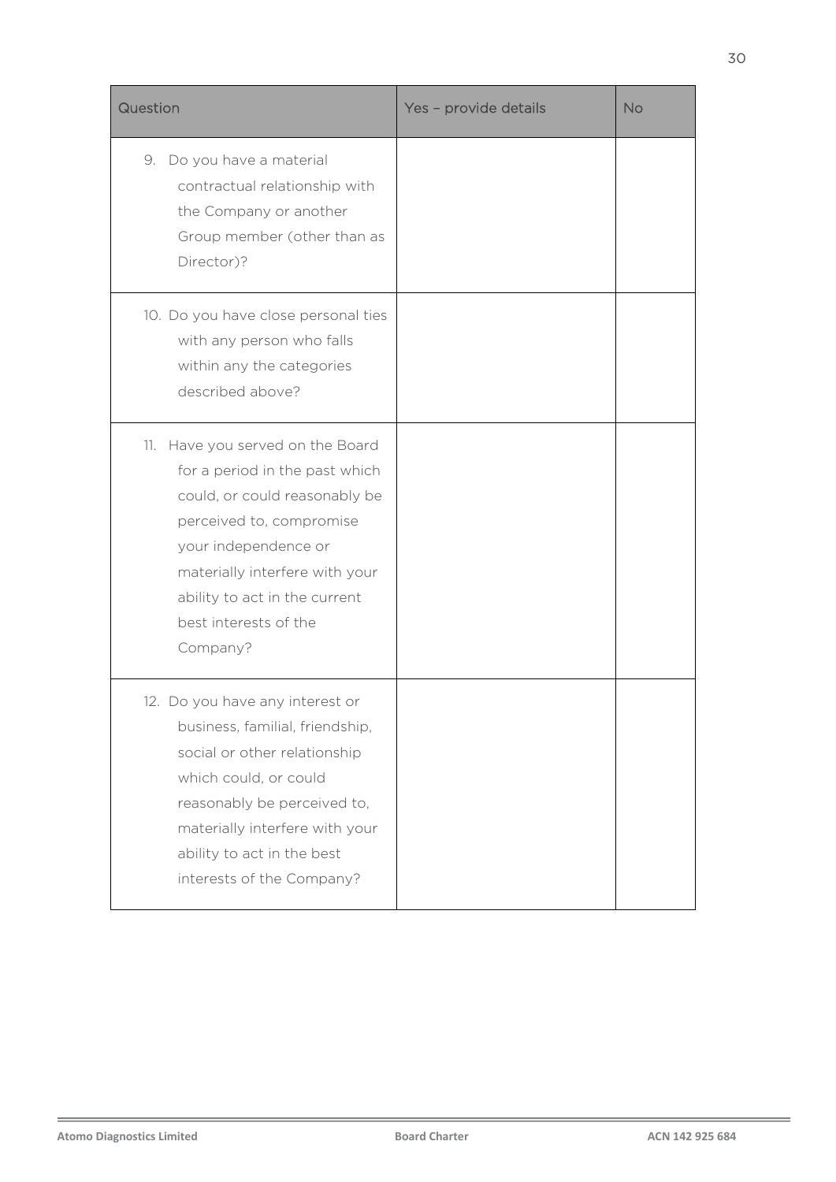| Question | Yes – provide details | No |
|---|---|---|
| 9. Do you have a material contractual relationship with the Company or another Group member (other than as Director)? | | |
| 10. Do you have close personal ties with any person who falls within any the categories described above? | | |
| 11. Have you served on the Board for a period in the past which could, or could reasonably be perceived to, compromise your independence or materially interfere with your ability to act in the current best interests of the Company? | | |
| 12. Do you have any interest or business, familial, friendship, social or other relationship which could, or could reasonably be perceived to, materially interfere with your ability to act in the best interests of the Company? | | |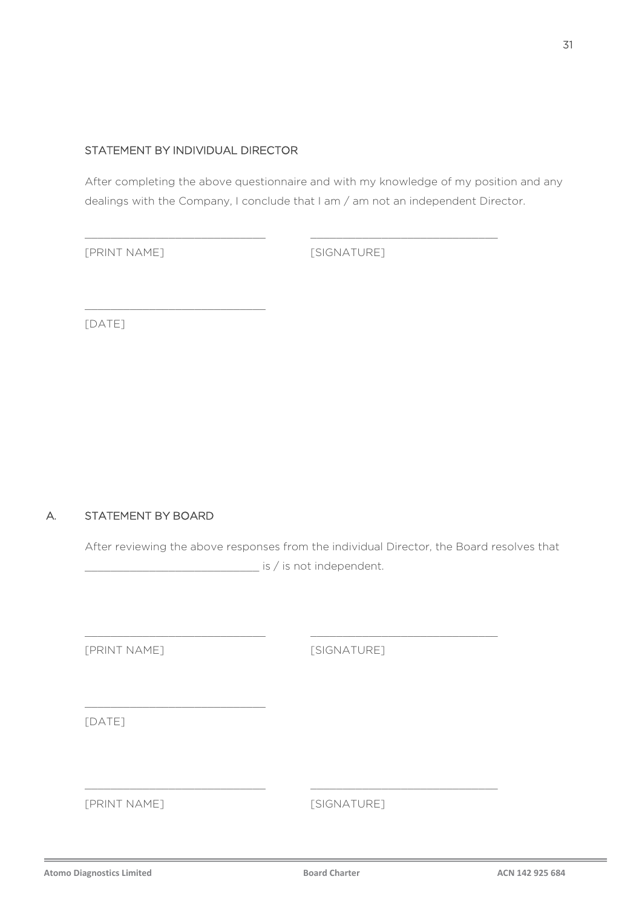## STATEMENT BY INDIVIDUAL DIRECTOR

After completing the above questionnaire and with my knowledge of my position and any dealings with the Company, I conclude that I am / am not an independent Director.

\_\_\_\_\_\_\_\_\_\_\_\_\_\_\_\_\_\_\_\_\_\_\_\_\_\_\_\_ \_\_\_\_\_\_\_\_\_\_\_\_\_\_\_\_\_\_\_\_\_\_\_\_\_\_\_\_

[PRINT NAME] [SIGNATURE]

\_\_\_\_\_\_\_\_\_\_\_\_\_\_\_\_\_\_\_\_\_\_\_\_\_\_\_\_

[DATE]

## A. STATEMENT BY BOARD

After reviewing the above responses from the individual Director, the Board resolves that \_\_\_\_\_\_\_\_\_\_\_\_\_\_\_\_\_\_\_\_\_\_\_\_\_\_\_\_ is / is not independent.

\_\_\_\_\_\_\_\_\_\_\_\_\_\_\_\_\_\_\_\_\_\_\_\_\_\_\_\_ \_\_\_\_\_\_\_\_\_\_\_\_\_\_\_\_\_\_\_\_\_\_\_\_\_\_\_\_

[PRINT NAME] [SIGNATURE]

\_\_\_\_\_\_\_\_\_\_\_\_\_\_\_\_\_\_\_\_\_\_\_\_\_\_\_\_

[DATE]

\_\_\_\_\_\_\_\_\_\_\_\_\_\_\_\_\_\_\_\_\_\_\_\_\_\_\_\_ \_\_\_\_\_\_\_\_\_\_\_\_\_\_\_\_\_\_\_\_\_\_\_\_\_\_\_\_

[PRINT NAME] [SIGNATURE]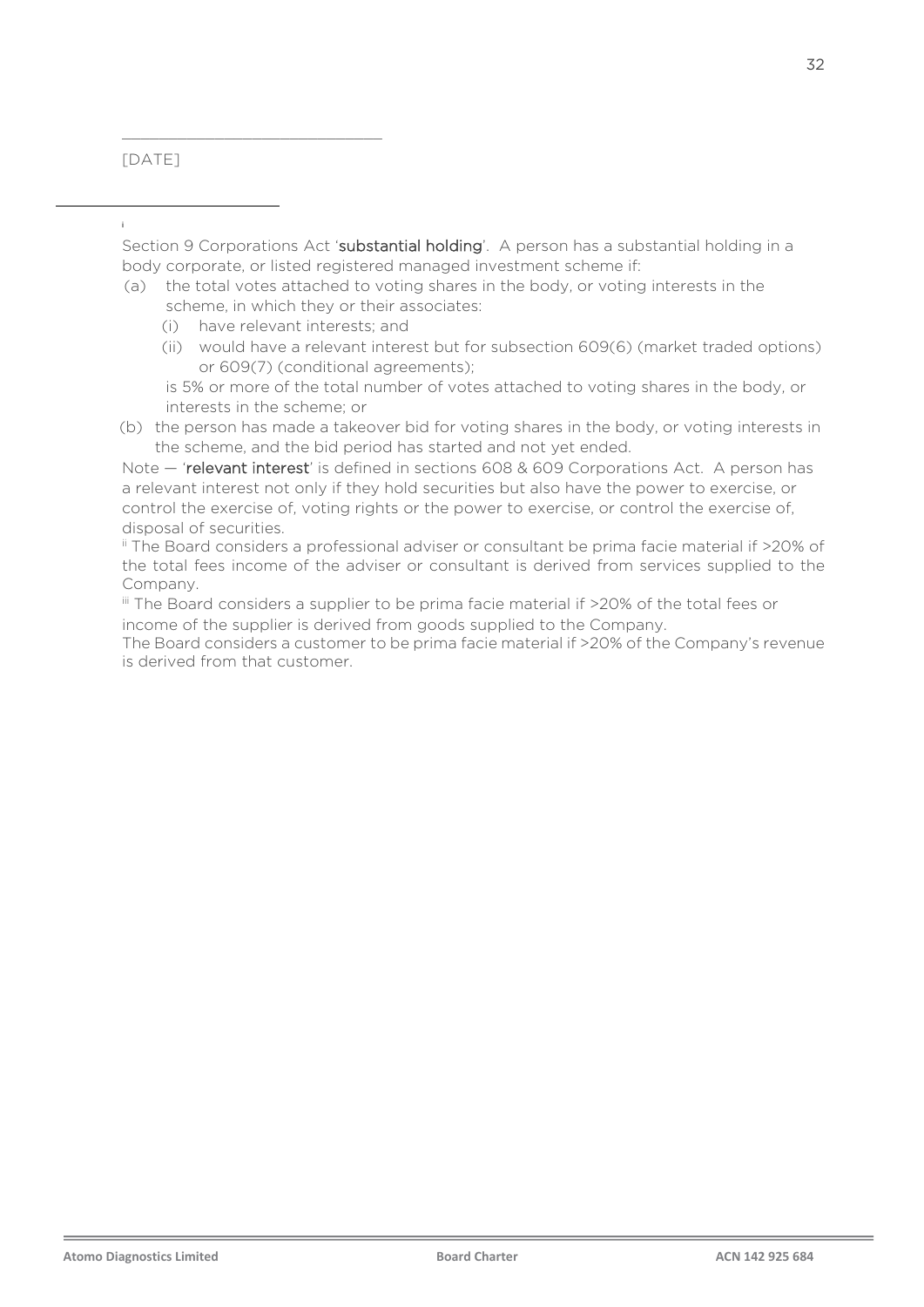\_\_\_\_\_\_\_\_\_\_\_\_\_\_\_\_\_\_\_\_\_\_\_\_\_\_\_\_\_\_

[DATE]

---

[i] Section 9 Corporations Act '**substantial holding**'. A person has a substantial holding in a body corporate, or listed registered managed investment scheme if:

(a) the total votes attached to voting shares in the body, or voting interests in the scheme, in which they or their associates:

  (i) have relevant interests; and

  (ii) would have a relevant interest but for subsection 609(6) (market traded options) or 609(7) (conditional agreements);

  is 5% or more of the total number of votes attached to voting shares in the body, or interests in the scheme; or

(b) the person has made a takeover bid for voting shares in the body, or voting interests in the scheme, and the bid period has started and not yet ended.

Note — '**relevant interest**' is defined in sections 608 & 609 Corporations Act. A person has a relevant interest not only if they hold securities but also have the power to exercise, or control the exercise of, voting rights or the power to exercise, or control the exercise of, disposal of securities.

[ii] The Board considers a professional adviser or consultant be prima facie material if >20% of the total fees income of the adviser or consultant is derived from services supplied to the Company.

[iii] The Board considers a supplier to be prima facie material if >20% of the total fees or income of the supplier is derived from goods supplied to the Company.

The Board considers a customer to be prima facie material if >20% of the Company's revenue is derived from that customer.